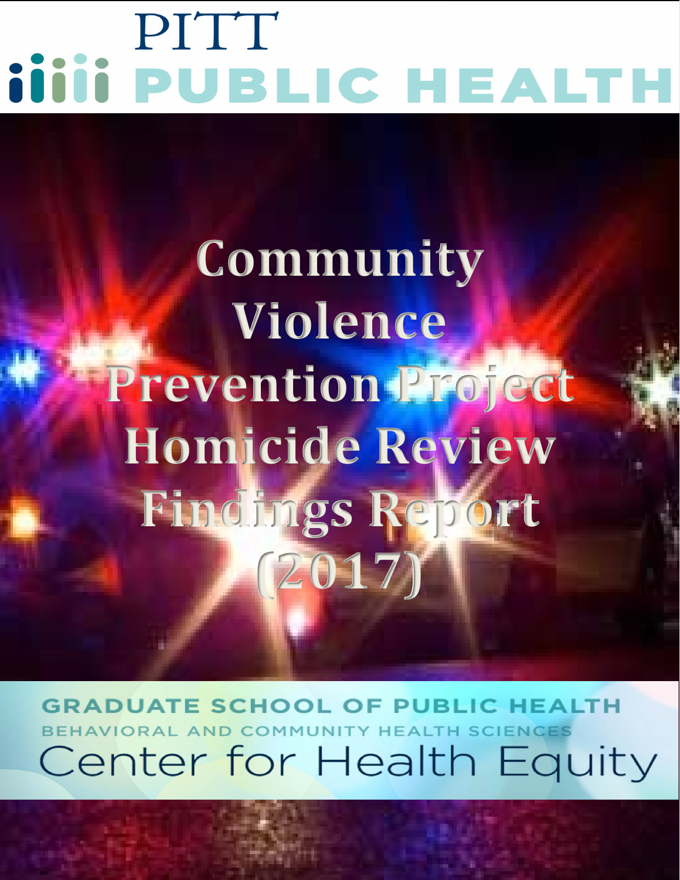PITT PUBLIC HEALTH

# Community Violence Prevention Project Homicide Review Findings Report (2017)

GRADUATE SCHOOL OF PUBLIC HEALTH

BEHAVIORAL AND COMMUNITY HEALTH SCIENCES

Center for Health Equity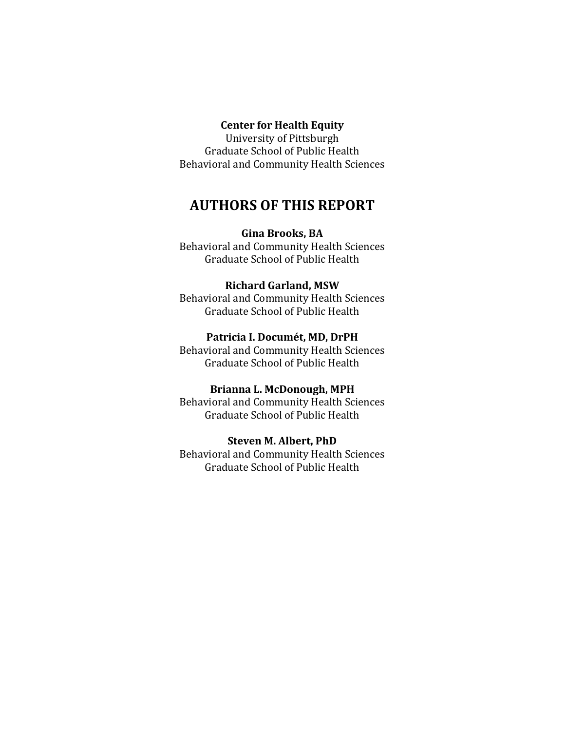**Center for Health Equity**
University of Pittsburgh
Graduate School of Public Health
Behavioral and Community Health Sciences

## AUTHORS OF THIS REPORT

**Gina Brooks, BA**
Behavioral and Community Health Sciences
Graduate School of Public Health

**Richard Garland, MSW**
Behavioral and Community Health Sciences
Graduate School of Public Health

**Patricia I. Documét, MD, DrPH**
Behavioral and Community Health Sciences
Graduate School of Public Health

**Brianna L. McDonough, MPH**
Behavioral and Community Health Sciences
Graduate School of Public Health

**Steven M. Albert, PhD**
Behavioral and Community Health Sciences
Graduate School of Public Health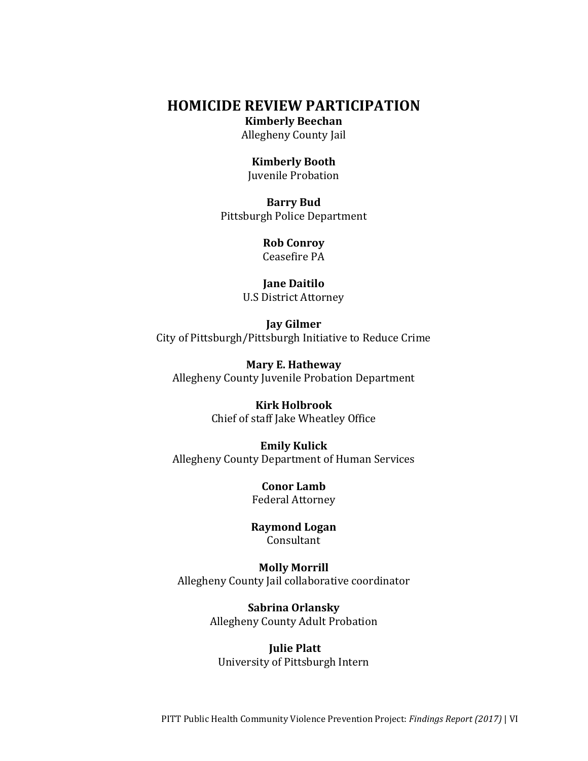# HOMICIDE REVIEW PARTICIPATION

**Kimberly Beechan**
Allegheny County Jail

**Kimberly Booth**
Juvenile Probation

**Barry Bud**
Pittsburgh Police Department

**Rob Conroy**
Ceasefire PA

**Jane Daitilo**
U.S District Attorney

**Jay Gilmer**
City of Pittsburgh/Pittsburgh Initiative to Reduce Crime

**Mary E. Hatheway**
Allegheny County Juvenile Probation Department

**Kirk Holbrook**
Chief of staff Jake Wheatley Office

**Emily Kulick**
Allegheny County Department of Human Services

**Conor Lamb**
Federal Attorney

**Raymond Logan**
Consultant

**Molly Morrill**
Allegheny County Jail collaborative coordinator

**Sabrina Orlansky**
Allegheny County Adult Probation

**Julie Platt**
University of Pittsburgh Intern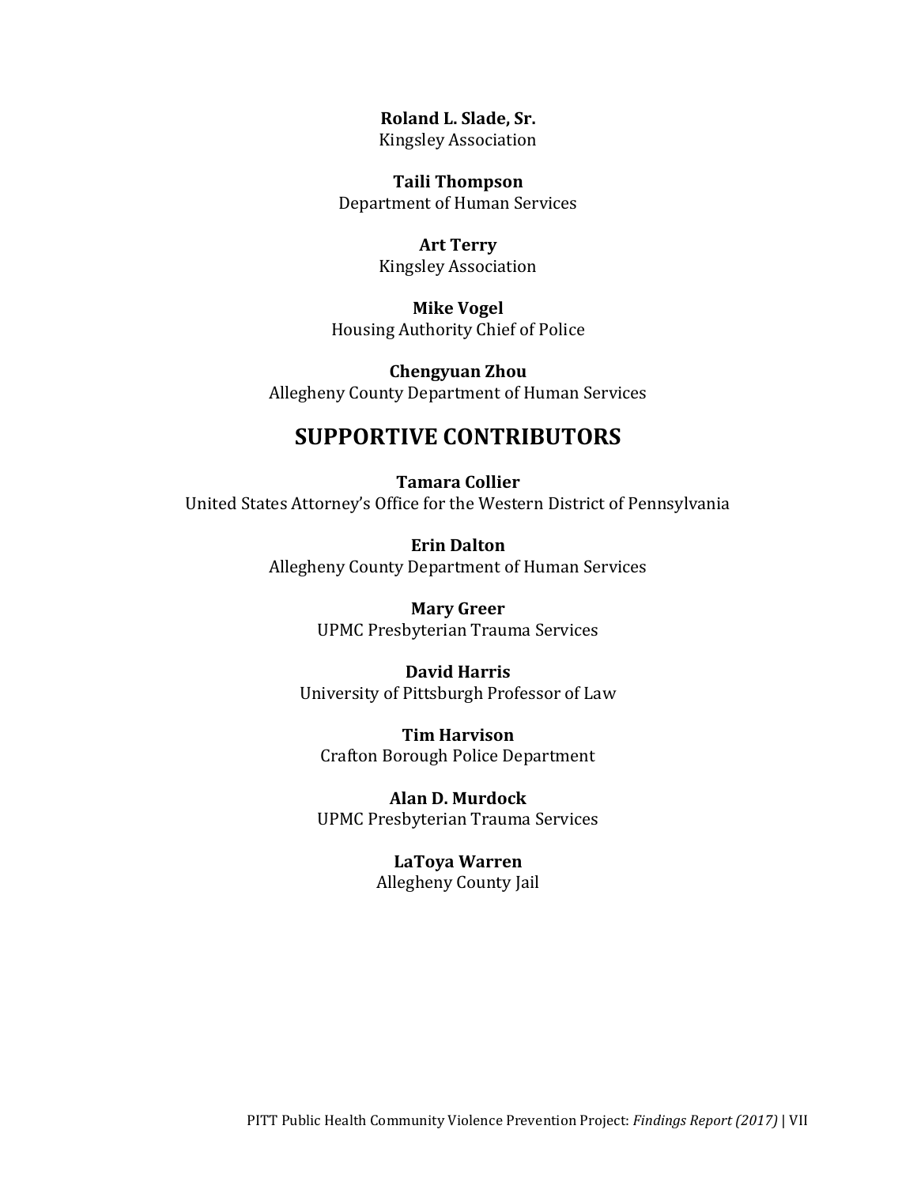**Roland L. Slade, Sr.**
Kingsley Association

**Taili Thompson**
Department of Human Services

**Art Terry**
Kingsley Association

**Mike Vogel**
Housing Authority Chief of Police

**Chengyuan Zhou**
Allegheny County Department of Human Services

## SUPPORTIVE CONTRIBUTORS

**Tamara Collier**
United States Attorney's Office for the Western District of Pennsylvania

**Erin Dalton**
Allegheny County Department of Human Services

**Mary Greer**
UPMC Presbyterian Trauma Services

**David Harris**
University of Pittsburgh Professor of Law

**Tim Harvison**
Crafton Borough Police Department

**Alan D. Murdock**
UPMC Presbyterian Trauma Services

**LaToya Warren**
Allegheny County Jail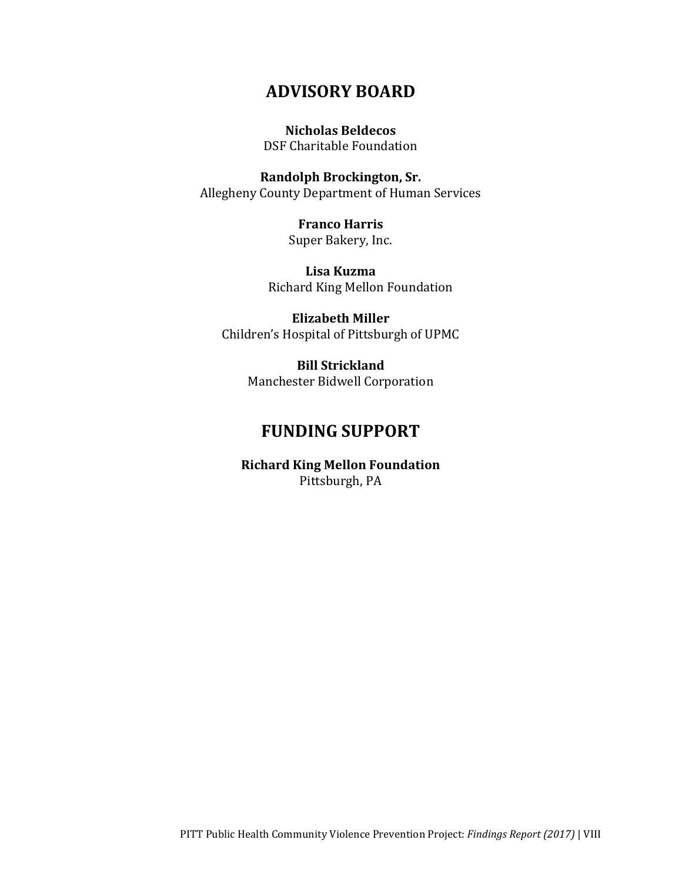## ADVISORY BOARD

**Nicholas Beldecos**
DSF Charitable Foundation

**Randolph Brockington, Sr.**
Allegheny County Department of Human Services

**Franco Harris**
Super Bakery, Inc.

**Lisa Kuzma**
Richard King Mellon Foundation

**Elizabeth Miller**
Children's Hospital of Pittsburgh of UPMC

**Bill Strickland**
Manchester Bidwell Corporation

## FUNDING SUPPORT

**Richard King Mellon Foundation**
Pittsburgh, PA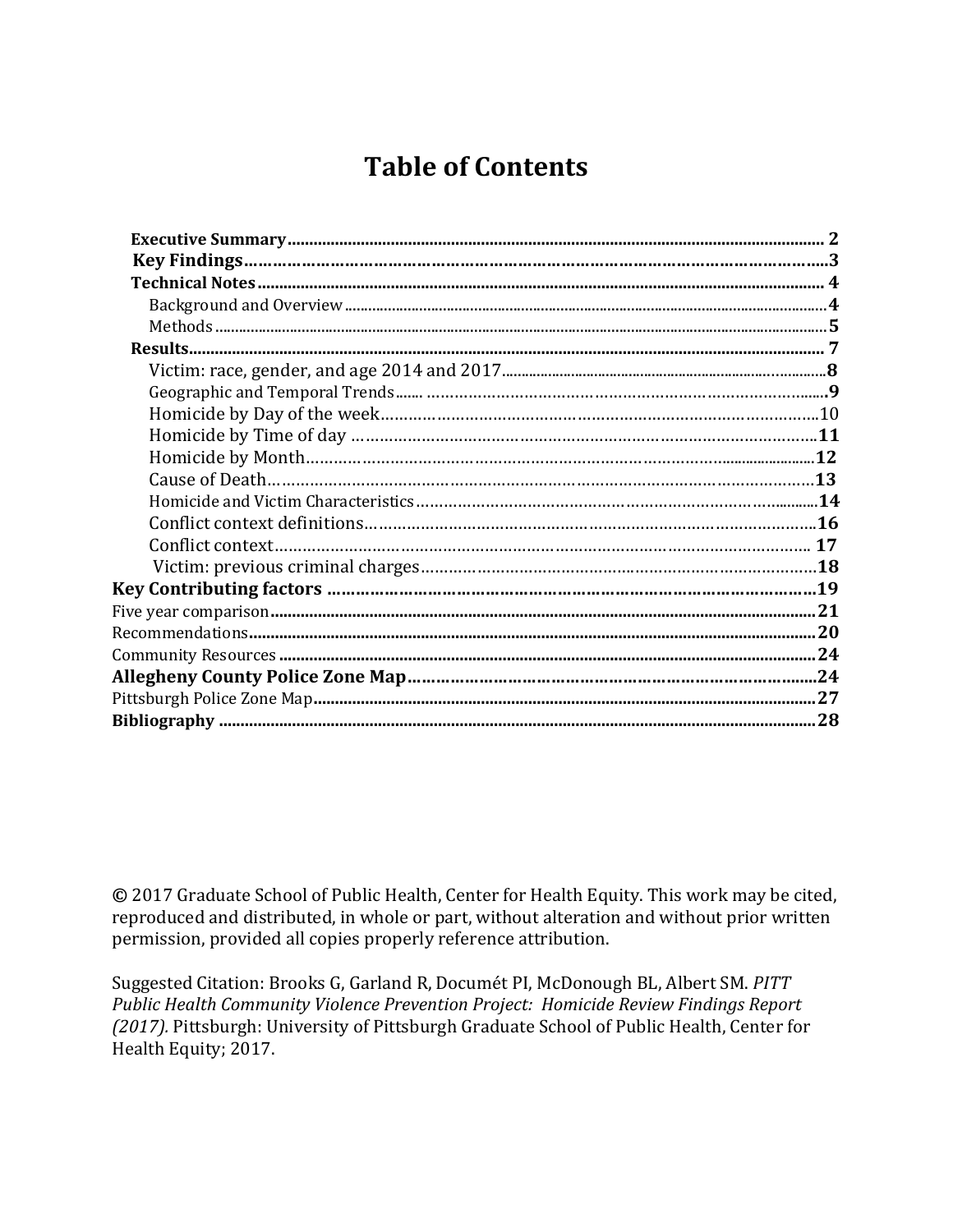# Table of Contents

| | |
|---|---|
| **Executive Summary** | **2** |
| **Key Findings** | **3** |
| **Technical Notes** | **4** |
| Background and Overview | **4** |
| Methods | **5** |
| **Results** | **7** |
| Victim: race, gender, and age 2014 and 2017 | **8** |
| Geographic and Temporal Trends | **9** |
| Homicide by Day of the week | 10 |
| Homicide by Time of day | **11** |
| Homicide by Month | **12** |
| Cause of Death | **13** |
| Homicide and Victim Characteristics | **14** |
| Conflict context definitions | **16** |
| Conflict context | **17** |
| Victim: previous criminal charges | **18** |
| **Key Contributing factors** | **19** |
| Five year comparison | **21** |
| Recommendations | **20** |
| Community Resources | **24** |
| **Allegheny County Police Zone Map** | **24** |
| Pittsburgh Police Zone Map | **27** |
| **Bibliography** | **28** |

© 2017 Graduate School of Public Health, Center for Health Equity. This work may be cited, reproduced and distributed, in whole or part, without alteration and without prior written permission, provided all copies properly reference attribution.

Suggested Citation: Brooks G, Garland R, Documét PI, McDonough BL, Albert SM. *PITT Public Health Community Violence Prevention Project: Homicide Review Findings Report (2017).* Pittsburgh: University of Pittsburgh Graduate School of Public Health, Center for Health Equity; 2017.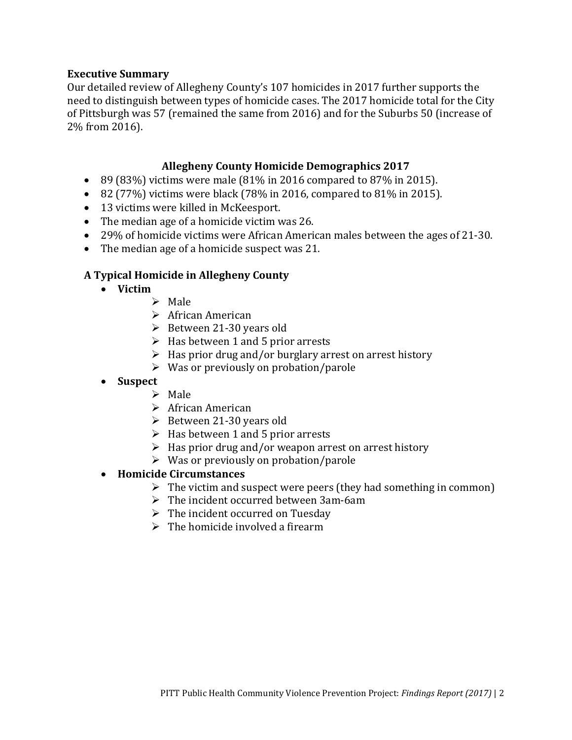**Executive Summary**

Our detailed review of Allegheny County's 107 homicides in 2017 further supports the need to distinguish between types of homicide cases. The 2017 homicide total for the City of Pittsburgh was 57 (remained the same from 2016) and for the Suburbs 50 (increase of 2% from 2016).

### Allegheny County Homicide Demographics 2017

- 89 (83%) victims were male (81% in 2016 compared to 87% in 2015).
- 82 (77%) victims were black (78% in 2016, compared to 81% in 2015).
- 13 victims were killed in McKeesport.
- The median age of a homicide victim was 26.
- 29% of homicide victims were African American males between the ages of 21-30.
- The median age of a homicide suspect was 21.

### A Typical Homicide in Allegheny County

- **Victim**
  - Male
  - African American
  - Between 21-30 years old
  - Has between 1 and 5 prior arrests
  - Has prior drug and/or burglary arrest on arrest history
  - Was or previously on probation/parole
- **Suspect**
  - Male
  - African American
  - Between 21-30 years old
  - Has between 1 and 5 prior arrests
  - Has prior drug and/or weapon arrest on arrest history
  - Was or previously on probation/parole
- **Homicide Circumstances**
  - The victim and suspect were peers (they had something in common)
  - The incident occurred between 3am-6am
  - The incident occurred on Tuesday
  - The homicide involved a firearm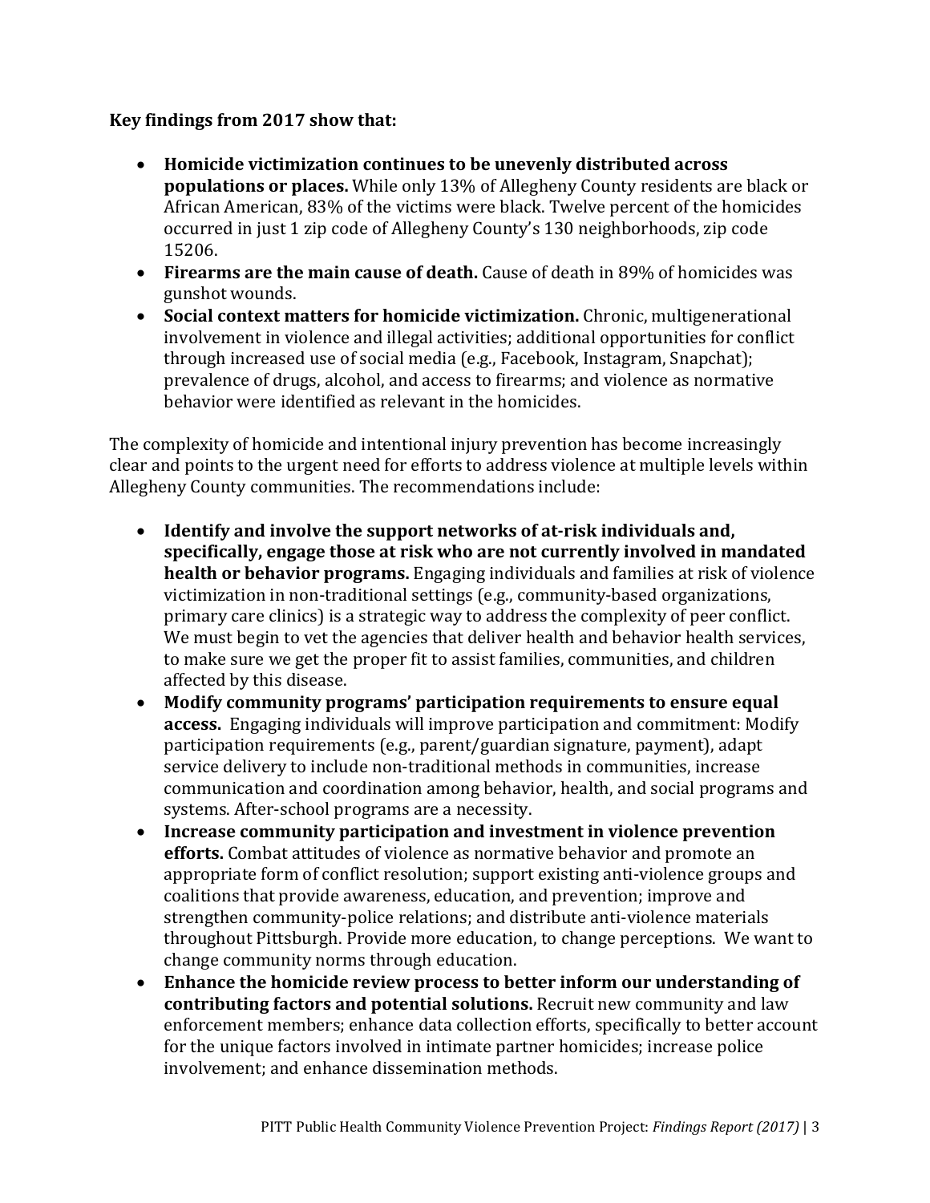**Key findings from 2017 show that:**

- **Homicide victimization continues to be unevenly distributed across populations or places.** While only 13% of Allegheny County residents are black or African American, 83% of the victims were black. Twelve percent of the homicides occurred in just 1 zip code of Allegheny County's 130 neighborhoods, zip code 15206.
- **Firearms are the main cause of death.** Cause of death in 89% of homicides was gunshot wounds.
- **Social context matters for homicide victimization.** Chronic, multigenerational involvement in violence and illegal activities; additional opportunities for conflict through increased use of social media (e.g., Facebook, Instagram, Snapchat); prevalence of drugs, alcohol, and access to firearms; and violence as normative behavior were identified as relevant in the homicides.

The complexity of homicide and intentional injury prevention has become increasingly clear and points to the urgent need for efforts to address violence at multiple levels within Allegheny County communities. The recommendations include:

- **Identify and involve the support networks of at-risk individuals and, specifically, engage those at risk who are not currently involved in mandated health or behavior programs.** Engaging individuals and families at risk of violence victimization in non-traditional settings (e.g., community-based organizations, primary care clinics) is a strategic way to address the complexity of peer conflict. We must begin to vet the agencies that deliver health and behavior health services, to make sure we get the proper fit to assist families, communities, and children affected by this disease.
- **Modify community programs' participation requirements to ensure equal access.** Engaging individuals will improve participation and commitment: Modify participation requirements (e.g., parent/guardian signature, payment), adapt service delivery to include non-traditional methods in communities, increase communication and coordination among behavior, health, and social programs and systems. After-school programs are a necessity.
- **Increase community participation and investment in violence prevention efforts.** Combat attitudes of violence as normative behavior and promote an appropriate form of conflict resolution; support existing anti-violence groups and coalitions that provide awareness, education, and prevention; improve and strengthen community-police relations; and distribute anti-violence materials throughout Pittsburgh. Provide more education, to change perceptions. We want to change community norms through education.
- **Enhance the homicide review process to better inform our understanding of contributing factors and potential solutions.** Recruit new community and law enforcement members; enhance data collection efforts, specifically to better account for the unique factors involved in intimate partner homicides; increase police involvement; and enhance dissemination methods.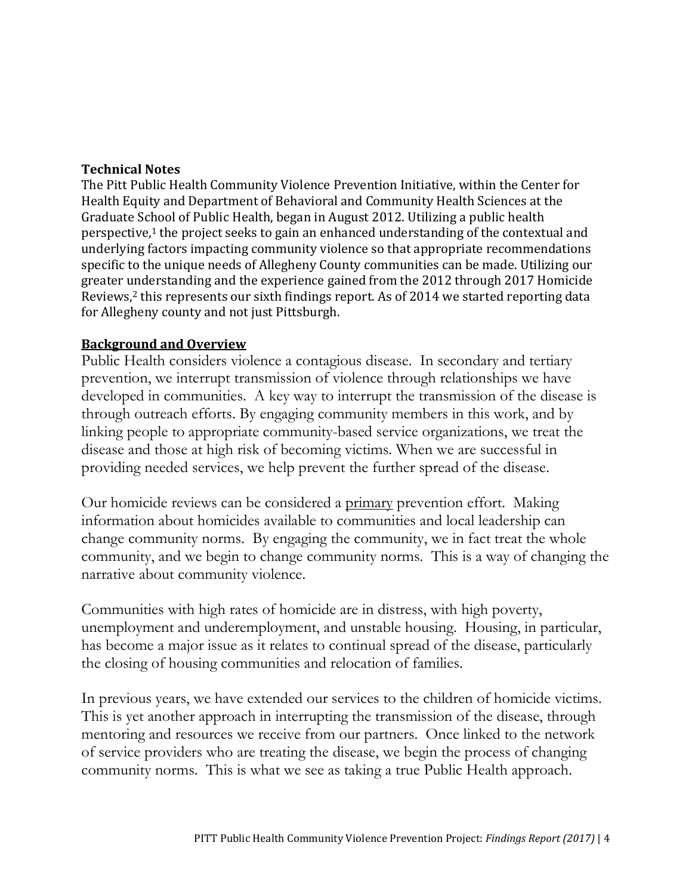**Technical Notes**

The Pitt Public Health Community Violence Prevention Initiative, within the Center for Health Equity and Department of Behavioral and Community Health Sciences at the Graduate School of Public Health, began in August 2012. Utilizing a public health perspective,[1] the project seeks to gain an enhanced understanding of the contextual and underlying factors impacting community violence so that appropriate recommendations specific to the unique needs of Allegheny County communities can be made. Utilizing our greater understanding and the experience gained from the 2012 through 2017 Homicide Reviews,[2] this represents our sixth findings report. As of 2014 we started reporting data for Allegheny county and not just Pittsburgh.

**Background and Overview**

Public Health considers violence a contagious disease. In secondary and tertiary prevention, we interrupt transmission of violence through relationships we have developed in communities. A key way to interrupt the transmission of the disease is through outreach efforts. By engaging community members in this work, and by linking people to appropriate community-based service organizations, we treat the disease and those at high risk of becoming victims. When we are successful in providing needed services, we help prevent the further spread of the disease.

Our homicide reviews can be considered a primary prevention effort. Making information about homicides available to communities and local leadership can change community norms. By engaging the community, we in fact treat the whole community, and we begin to change community norms. This is a way of changing the narrative about community violence.

Communities with high rates of homicide are in distress, with high poverty, unemployment and underemployment, and unstable housing. Housing, in particular, has become a major issue as it relates to continual spread of the disease, particularly the closing of housing communities and relocation of families.

In previous years, we have extended our services to the children of homicide victims. This is yet another approach in interrupting the transmission of the disease, through mentoring and resources we receive from our partners. Once linked to the network of service providers who are treating the disease, we begin the process of changing community norms. This is what we see as taking a true Public Health approach.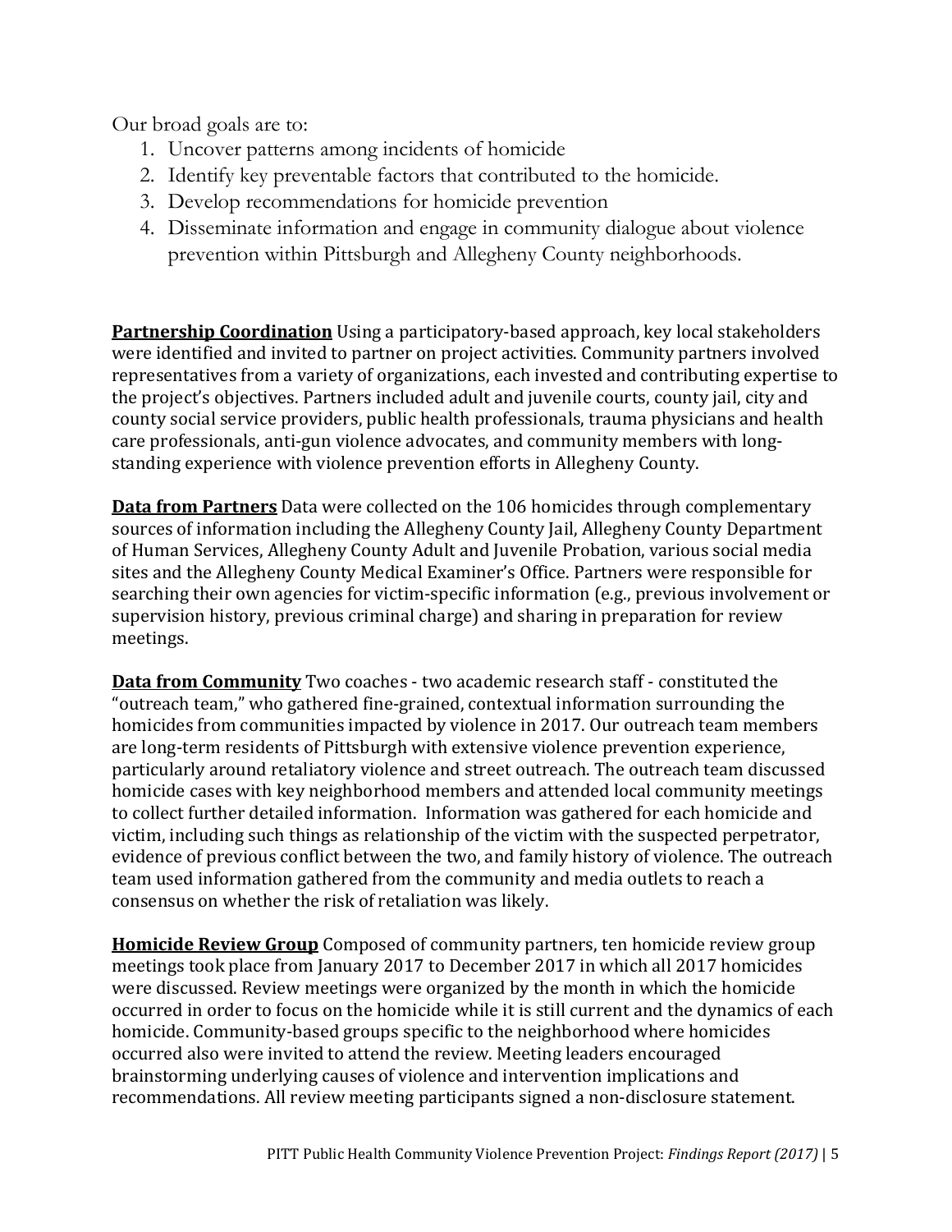Our broad goals are to:

1. Uncover patterns among incidents of homicide
2. Identify key preventable factors that contributed to the homicide.
3. Develop recommendations for homicide prevention
4. Disseminate information and engage in community dialogue about violence prevention within Pittsburgh and Allegheny County neighborhoods.

**Partnership Coordination** Using a participatory-based approach, key local stakeholders were identified and invited to partner on project activities. Community partners involved representatives from a variety of organizations, each invested and contributing expertise to the project's objectives. Partners included adult and juvenile courts, county jail, city and county social service providers, public health professionals, trauma physicians and health care professionals, anti-gun violence advocates, and community members with long-standing experience with violence prevention efforts in Allegheny County.

**Data from Partners** Data were collected on the 106 homicides through complementary sources of information including the Allegheny County Jail, Allegheny County Department of Human Services, Allegheny County Adult and Juvenile Probation, various social media sites and the Allegheny County Medical Examiner's Office. Partners were responsible for searching their own agencies for victim-specific information (e.g., previous involvement or supervision history, previous criminal charge) and sharing in preparation for review meetings.

**Data from Community** Two coaches - two academic research staff - constituted the "outreach team," who gathered fine-grained, contextual information surrounding the homicides from communities impacted by violence in 2017. Our outreach team members are long-term residents of Pittsburgh with extensive violence prevention experience, particularly around retaliatory violence and street outreach. The outreach team discussed homicide cases with key neighborhood members and attended local community meetings to collect further detailed information. Information was gathered for each homicide and victim, including such things as relationship of the victim with the suspected perpetrator, evidence of previous conflict between the two, and family history of violence. The outreach team used information gathered from the community and media outlets to reach a consensus on whether the risk of retaliation was likely.

**Homicide Review Group** Composed of community partners, ten homicide review group meetings took place from January 2017 to December 2017 in which all 2017 homicides were discussed. Review meetings were organized by the month in which the homicide occurred in order to focus on the homicide while it is still current and the dynamics of each homicide. Community-based groups specific to the neighborhood where homicides occurred also were invited to attend the review. Meeting leaders encouraged brainstorming underlying causes of violence and intervention implications and recommendations. All review meeting participants signed a non-disclosure statement.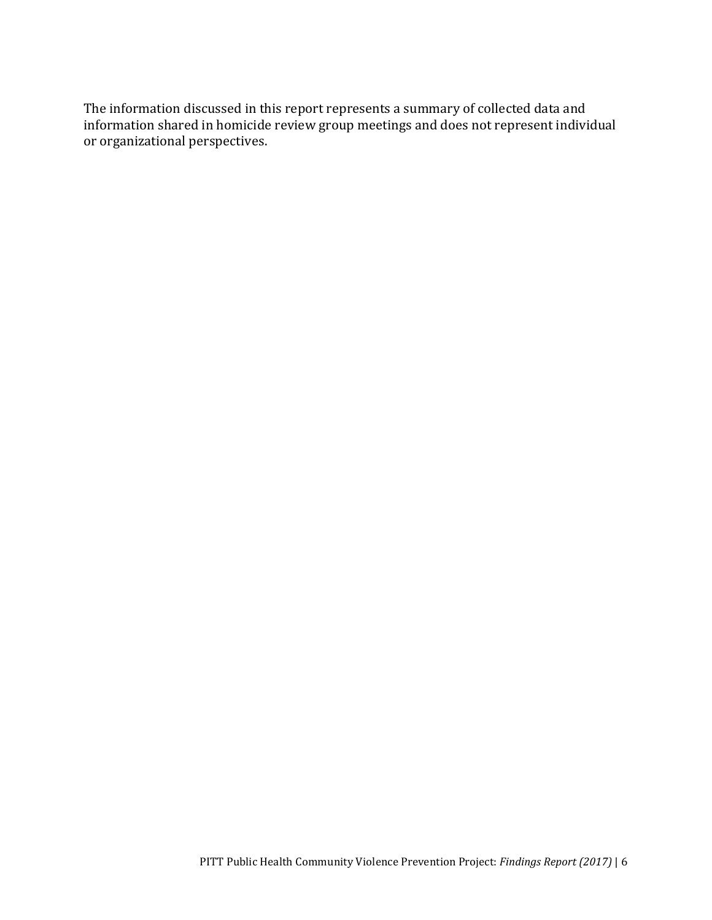The information discussed in this report represents a summary of collected data and information shared in homicide review group meetings and does not represent individual or organizational perspectives.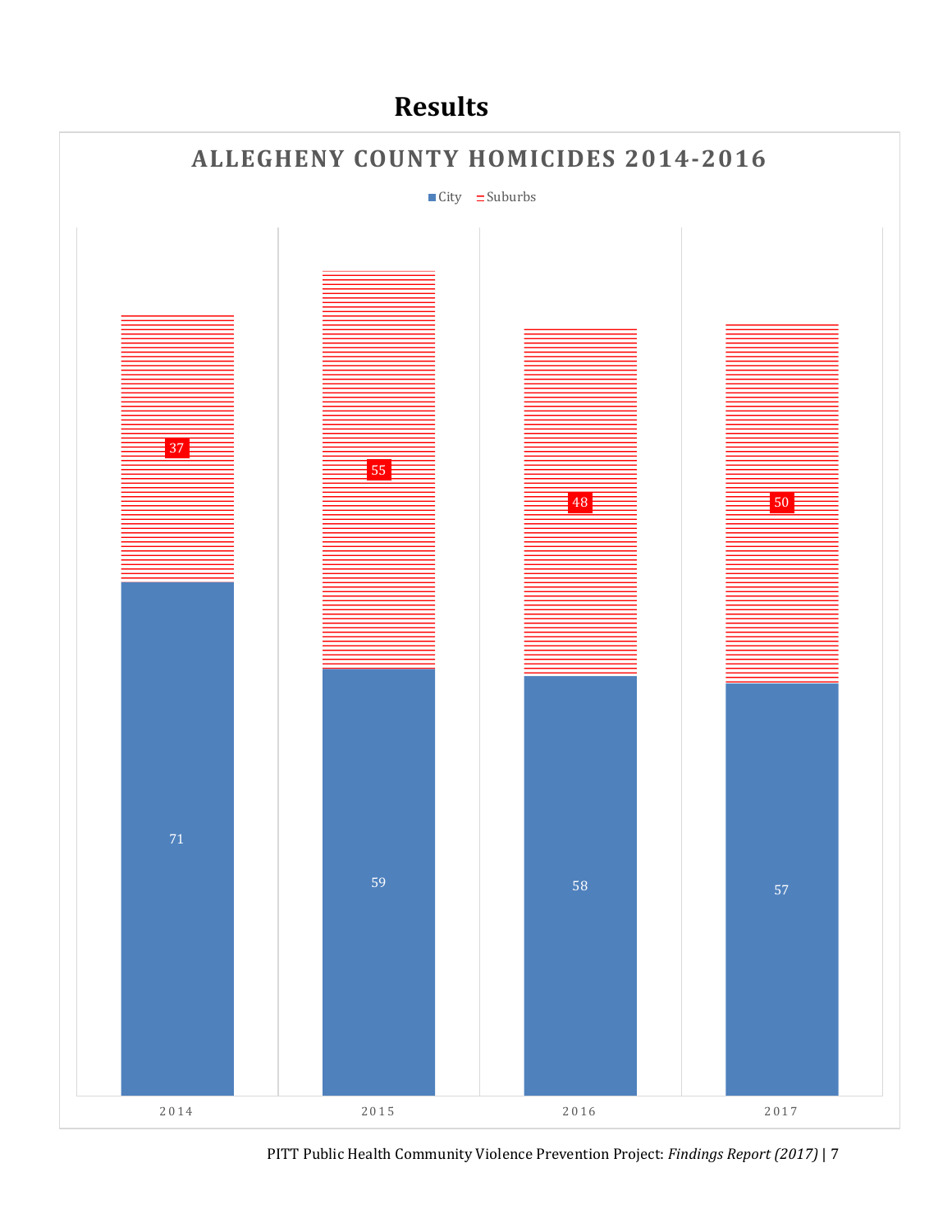# Results

**ALLEGHENY COUNTY HOMICIDES 2014-2016**

| Year | City | Suburbs |
| --- | --- | --- |
| 2014 | 71 | 37 |
| 2015 | 59 | 55 |
| 2016 | 58 | 48 |
| 2017 | 57 | 50 |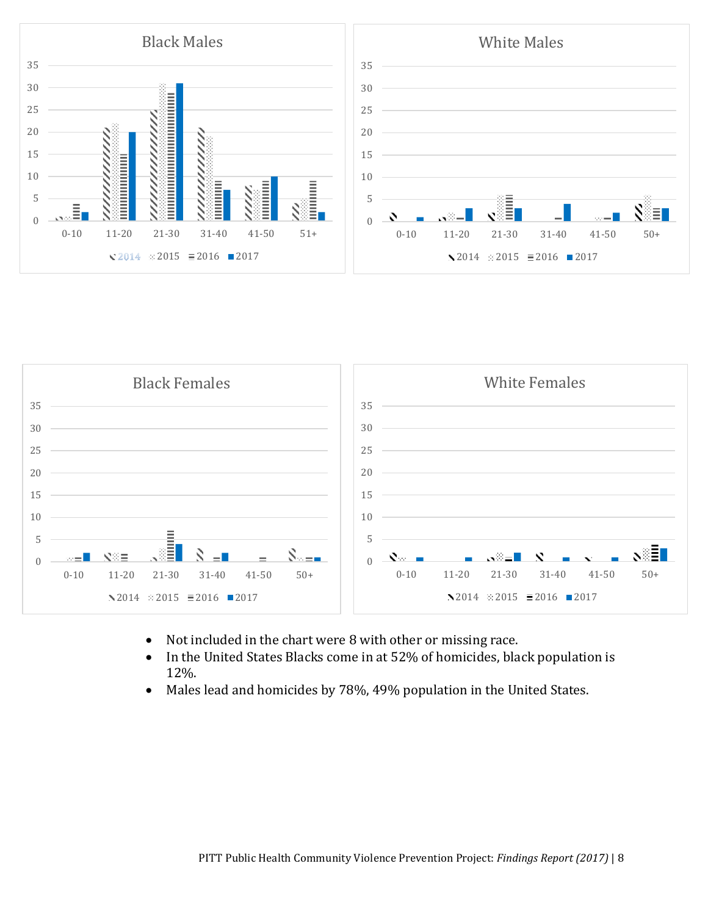Black Males

White Males

Black Females

White Females

- Not included in the chart were 8 with other or missing race.
- In the United States Blacks come in at 52% of homicides, black population is 12%.
- Males lead and homicides by 78%, 49% population in the United States.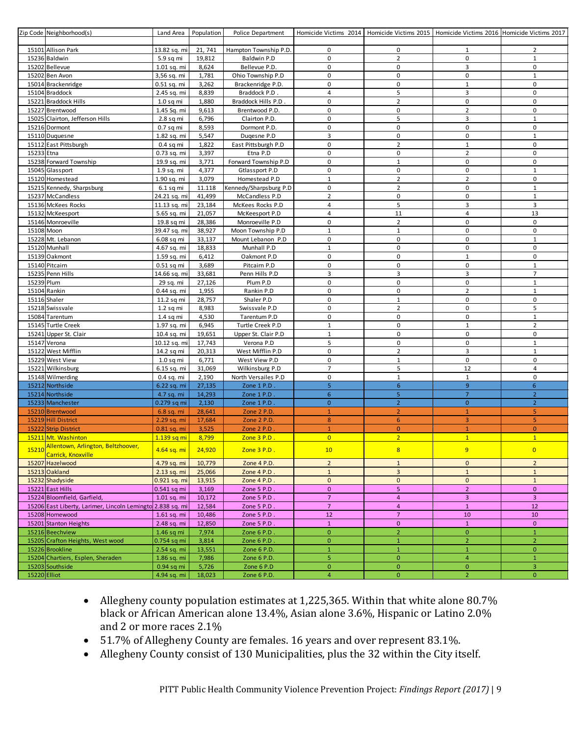| Zip Code | Neighborhood(s) | Land Area | Population | Police Department | Homicide Victims 2014 | Homicide Victims 2015 | Homicide Victims 2016 | Homicide Victims 2017 |
|---|---|---|---|---|---|---|---|---|
| 15101 | Allison Park | 13.82 sq. mi | 21, 741 | Hampton Township P.D. | 0 | 0 | 1 | 2 |
| 15236 | Baldwin | 5.9 sq mi | 19,812 | Baldwin P.D | 0 | 2 | 0 | 1 |
| 15202 | Bellevue | 1.01 sq. mi | 8,624 | Bellevue P.D. | 0 | 0 | 3 | 0 |
| 15202 | Ben Avon | 3,56 sq. mi | 1,781 | Ohio Township P.D | 0 | 0 | 0 | 1 |
| 15014 | Brackenridge | 0.51 sq. mi | 3,262 | Brackenridge P.D. | 0 | 0 | 1 | 0 |
| 15104 | Braddock | 2.45 sq. mi | 8,839 | Braddock P.D . | 4 | 5 | 3 | 0 |
| 15221 | Braddock Hills | 1.0 sq mi | 1,880 | Braddock Hills P.D . | 0 | 2 | 0 | 0 |
| 15227 | Brentwood | 1.45 Sq. mi | 9,613 | Brentwood P.D. | 0 | 0 | 2 | 0 |
| 15025 | Clairton, Jefferson Hills | 2.8 sq mi | 6,796 | Clairton P.D. | 0 | 5 | 3 | 1 |
| 15216 | Dormont | 0.7 sq mi | 8,593 | Dormont P.D. | 0 | 0 | 0 | 0 |
| 15110 | Duquesne | 1.82 sq. mi | 5,547 | Duqesne P.D | 3 | 0 | 0 | 1 |
| 15112 | East Pittsburgh | 0.4 sq mi | 1,822 | East Pittsburgh P.D | 0 | 2 | 1 | 0 |
| 15233 | Etna | 0.73 sq. mi | 3,397 | Etna P.D | 0 | 0 | 2 | 0 |
| 15238 | Forward Township | 19.9 sq. mi | 3,771 | Forward Township P.D | 0 | 1 | 0 | 0 |
| 15045 | Glassport | 1.9 sq. mi | 4,377 | Gtlassport P.D | 0 | 0 | 0 | 1 |
| 15120 | Homestead | 1.90 sq. mi | 3,079 | Homestead P.D | 1 | 2 | 2 | 0 |
| 15215 | Kennedy, Sharpsburg | 6.1 sq mi | 11.118 | Kennedy/Sharpsburg P.D | 0 | 2 | 0 | 1 |
| 15237 | McCandless | 24.21 sq. mi | 41,499 | McCandless P.D | 2 | 0 | 0 | 1 |
| 15136 | McKees Rocks | 11.13 sq. mi | 23,184 | McKees Rocks P.D | 4 | 5 | 3 | 3 |
| 15132 | McKeesport | 5.65 sq. mi | 21,057 | McKeesport P.D | 4 | 11 | 4 | 13 |
| 15146 | Monroeville | 19.8 sq mi | 28,386 | Monroeville P.D | 0 | 2 | 0 | 0 |
| 15108 | Moon | 39.47 sq. mi | 38,927 | Moon Township P.D | 1 | 1 | 0 | 0 |
| 15228 | Mt. Lebanon | 6.08 sq mi | 33,137 | Mount Lebanon P.D | 0 | 0 | 0 | 1 |
| 15120 | Munhall | 4.67 sq. mi | 18,833 | Munhall P.D | 1 | 0 | 0 | 0 |
| 15139 | Oakmont | 1.59 sq. mi | 6,412 | Oakmont P.D | 0 | 0 | 1 | 0 |
| 15140 | Pitcairn | 0.51 sq mi | 3,689 | Pitcairn P.D | 0 | 0 | 0 | 1 |
| 15235 | Penn Hills | 14.66 sq. mi | 33,681 | Penn Hills P.D | 3 | 3 | 3 | 7 |
| 15239 | Plum | 29 sq. mi | 27,126 | Plum P.D | 0 | 0 | 0 | 1 |
| 15104 | Rankin | 0.44 sq. mi | 1,955 | Rankin P.D | 0 | 0 | 2 | 1 |
| 15116 | Shaler | 11.2 sq mi | 28,757 | Shaler P.D | 0 | 1 | 0 | 0 |
| 15218 | Swissvale | 1.2 sq mi | 8,983 | Swissvale P.D | 0 | 2 | 0 | 5 |
| 15084 | Tarentum | 1.4 sq mi | 4,530 | Tarentum P.D | 0 | 0 | 0 | 1 |
| 15145 | Turtle Creek | 1.97 sq. mi | 6,945 | Turtle Creek P.D | 1 | 0 | 1 | 2 |
| 15241 | Upper St. Clair | 10.4 sq. mi | 19,651 | Upper St. Clair P.D | 1 | 0 | 0 | 0 |
| 15147 | Verona | 10.12 sq. mi | 17,743 | Verona P.D | 5 | 0 | 0 | 1 |
| 15122 | West Mifflin | 14.2 sq mi | 20,313 | West Mifflin P.D | 0 | 2 | 3 | 1 |
| 15229 | West View | 1.0 sq mi | 6,771 | West View P.D | 0 | 1 | 0 | 0 |
| 15221 | Wilkinsburg | 6.15 sq. mi | 31,069 | Wilkinsburg P.D | 7 | 5 | 12 | 4 |
| 15148 | Wilmerding | 0.4 sq. mi | 2,190 | North Versailes P.D | 0 | 1 | 1 | 0 |
| 15212 | Northside | 6.22 sq. mi | 27,135 | Zone 1 P.D . | 5 | 6 | 9 | 6 |
| 15214 | Northside | 4.7 sq. mi | 14,293 | Zone 1 P.D . | 6 | 5 | 7 | 2 |
| 15233 | Manchester | 0.279 sq mi | 2,130 | Zone 1 P.D . | 0 | 2 | 0 | 2 |
| 15210 | Brentwood | 6.8 sq. mi | 28,641 | Zone 2 P.D. | 1 | 2 | 1 | 5 |
| 15219 | Hill District | 2.29 sq. mi | 17,684 | Zone 2 P.D. | 8 | 6 | 3 | 5 |
| 15222 | Strip District | 0.81 sq. mi | 3,525 | Zone 2 P.D . | 1 | 0 | 1 | 0 |
| 15211 | Mt. Washinton | 1.139 sq mi | 8,799 | Zone 3 P.D . | 0 | 2 | 1 | 1 |
| 15210 | Allentown, Arlington, Beltzhoover, Carrick, Knoxville | 4.64 sq. mi | 24,920 | Zone 3 P.D . | 10 | 8 | 9 | 0 |
| 15207 | Hazelwood | 4.79 sq. mi | 10,779 | Zone 4 P.D. | 2 | 1 | 0 | 2 |
| 15213 | Oakland | 2.13 sq. mi | 25,066 | Zone 4 P.D . | 1 | 3 | 1 | 1 |
| 15232 | Shadyside | 0.921 sq. mi | 13,915 | Zone 4 P.D . | 0 | 0 | 0 | 1 |
| 15221 | East Hills | 0.541 sq mi | 3,169 | Zone 5 P.D . | 0 | 5 | 2 | 0 |
| 15224 | Bloomfield, Garfield, | 1.01 sq. mi | 10,172 | Zone 5 P.D . | 7 | 4 | 3 | 3 |
| 15206 | East Liberty, Larimer, Lincoln Lemingto | 2.838 sq. mi | 12,584 | Zone 5 P.D . | 7 | 4 | 1 | 12 |
| 15208 | Homewood | 1.61 sq. mi | 10,486 | Zone 5 P.D . | 12 | 7 | 10 | 10 |
| 15201 | Stanton Heights | 2.48 sq. mi | 12,850 | Zone 5 P.D . | 1 | 0 | 1 | 0 |
| 15216 | Beechview | 1.46 sq mi | 7,974 | Zone 6 P.D . | 0 | 2 | 0 | 1 |
| 15205 | Crafton Heights, West wood | 0.754 sq mi | 3,814 | Zone 6 P.D . | 0 | 1 | 2 | 2 |
| 15226 | Brookline | 2.54 sq. mi | 13,551 | Zone 6 P.D. | 1 | 1 | 1 | 0 |
| 15204 | Chartiers, Esplen, Sheraden | 1.86 sq. mi | 7,986 | Zone 6 P.D. | 5 | 0 | 4 | 1 |
| 15203 | Southside | 0.94 sq mi | 5,726 | Zone 6 P.D | 0 | 0 | 0 | 3 |
| 15220 | Elliot | 4.94 sq. mi | 18,023 | Zone 6 P.D. | 4 | 0 | 2 | 0 |

- Allegheny county population estimates at 1,225,365. Within that white alone 80.7% black or African American alone 13.4%, Asian alone 3.6%, Hispanic or Latino 2.0% and 2 or more races 2.1%
- 51.7% of Allegheny County are females. 16 years and over represent 83.1%.
- Allegheny County consist of 130 Municipalities, plus the 32 within the City itself.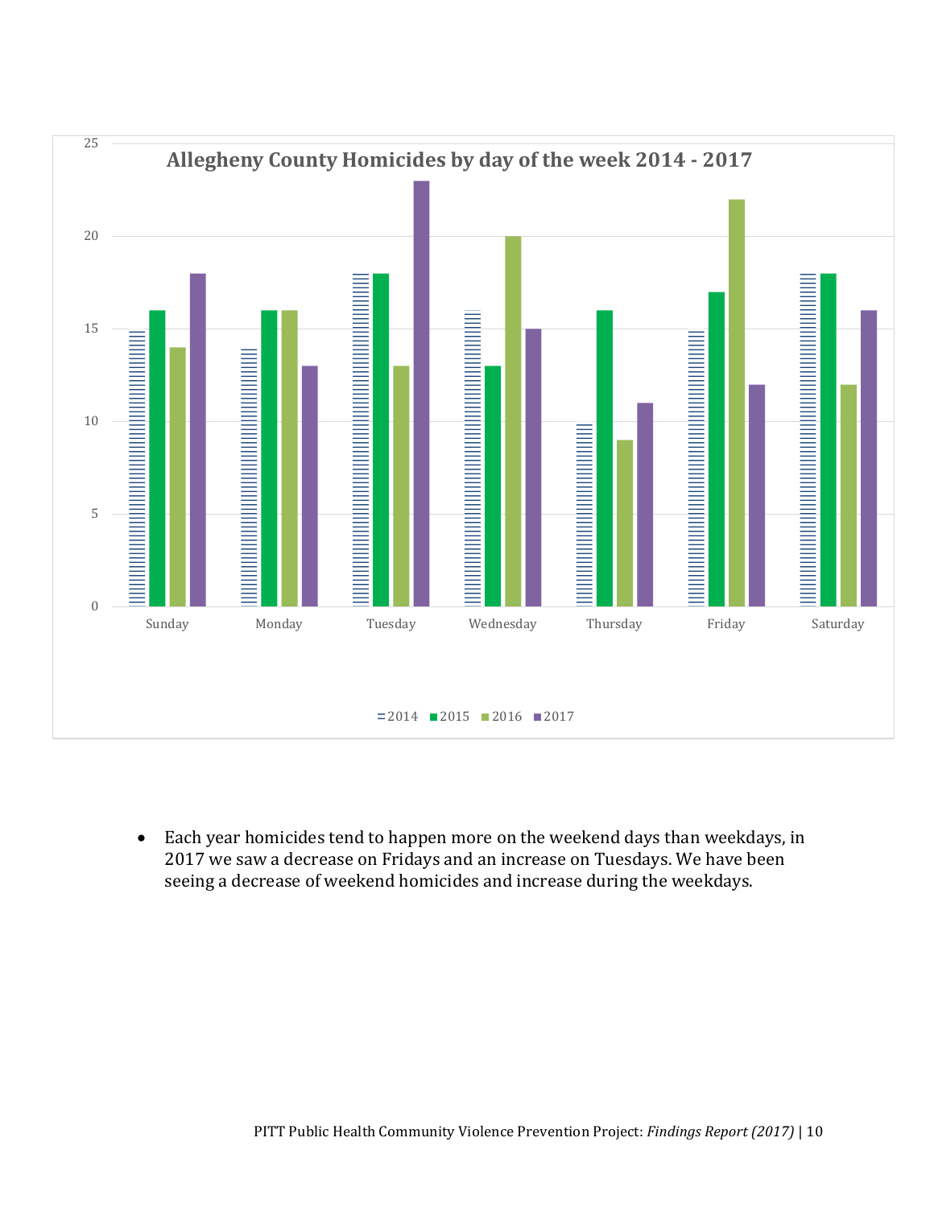**Allegheny County Homicides by day of the week 2014 - 2017**

| Day | 2014 | 2015 | 2016 | 2017 |
|---|---|---|---|---|
| Sunday | 15 | 16 | 14 | 18 |
| Monday | 14 | 16 | 16 | 13 |
| Tuesday | 18 | 18 | 13 | 23 |
| Wednesday | 16 | 13 | 20 | 15 |
| Thursday | 10 | 16 | 9 | 11 |
| Friday | 15 | 17 | 22 | 12 |
| Saturday | 18 | 18 | 12 | 16 |

- Each year homicides tend to happen more on the weekend days than weekdays, in 2017 we saw a decrease on Fridays and an increase on Tuesdays. We have been seeing a decrease of weekend homicides and increase during the weekdays.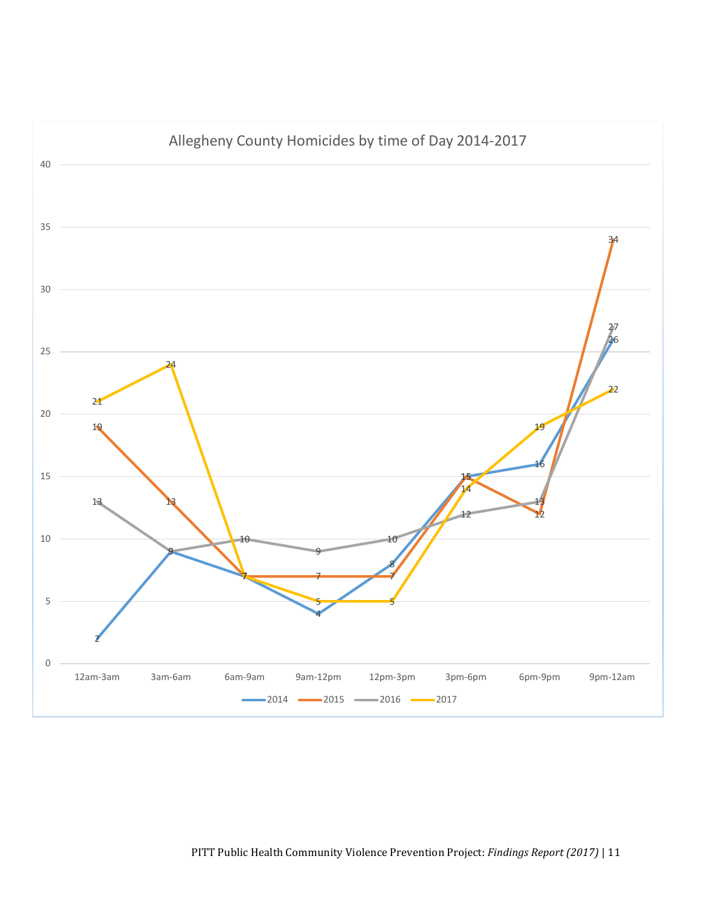**Allegheny County Homicides by time of Day 2014-2017**

| Year | 12am-3am | 3am-6am | 6am-9am | 9am-12pm | 12pm-3pm | 3pm-6pm | 6pm-9pm | 9pm-12am |
|---|---|---|---|---|---|---|---|---|
| 2014 | 2 | 9 | 7 | 4 | 8 | 15 | 16 | 26 |
| 2015 | 19 | 13 | 7 | 7 | 7 | 15 | 12 | 34 |
| 2016 | 13 | 9 | 10 | 9 | 10 | 12 | 13 | 27 |
| 2017 | 21 | 24 | 7 | 5 | 5 | 14 | 19 | 22 |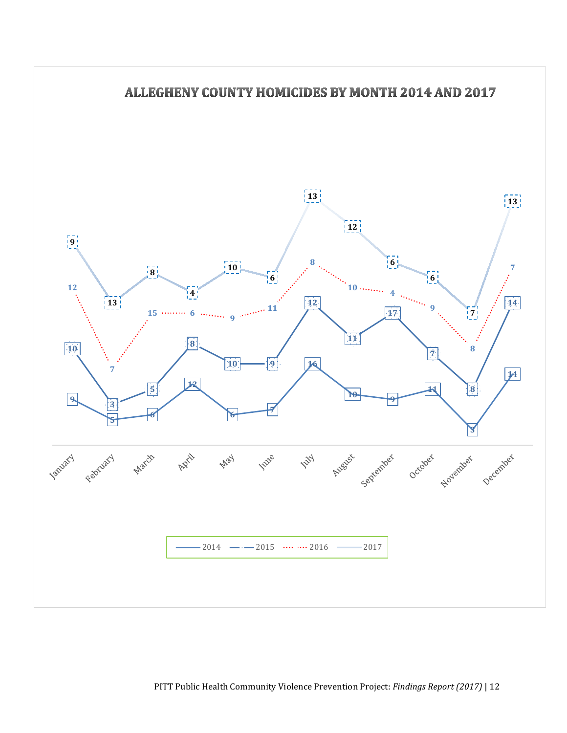## ALLEGHENY COUNTY HOMICIDES BY MONTH 2014 AND 2017

| Month | 2014 | 2015 | 2016 | 2017 |
|---|---|---|---|---|
| January | 9 | 10 | 12 | 9 |
| February | 5 | 3 | 7 | 13 |
| March | 6 | 5 | 15 | 8 |
| April | 12 | 8 | 6 | 4 |
| May | 6 | 10 | 9 | 10 |
| June | 7 | 9 | 11 | 6 |
| July | 16 | 12 | 8 | 13 |
| August | 10 | 11 | 10 | 12 |
| September | 9 | 17 | 4 | 6 |
| October | 11 | 7 | 9 | 6 |
| November | 3 | 8 | 8 | 7 |
| December | 14 | 14 | 7 | 13 |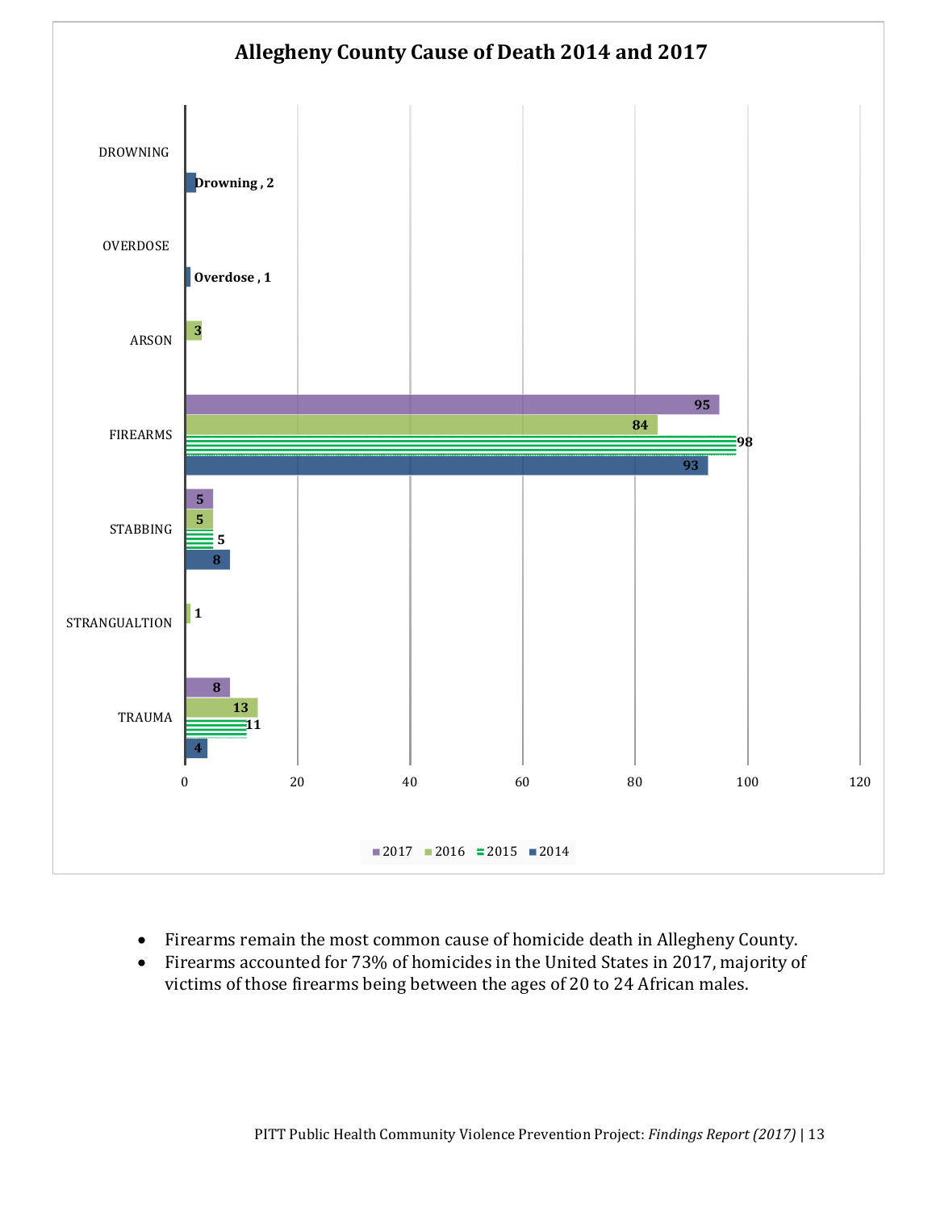## Allegheny County Cause of Death 2014 and 2017

| Cause | 2017 | 2016 | 2015 | 2014 |
|---|---|---|---|---|
| DROWNING | | | | 2 |
| OVERDOSE | | | | 1 |
| ARSON | | 3 | | |
| FIREARMS | 95 | 84 | 98 | 93 |
| STABBING | 5 | 5 | 5 | 8 |
| STRANGUALTION | | 1 | | |
| TRAUMA | 8 | 13 | 11 | 4 |

- Firearms remain the most common cause of homicide death in Allegheny County.
- Firearms accounted for 73% of homicides in the United States in 2017, majority of victims of those firearms being between the ages of 20 to 24 African males.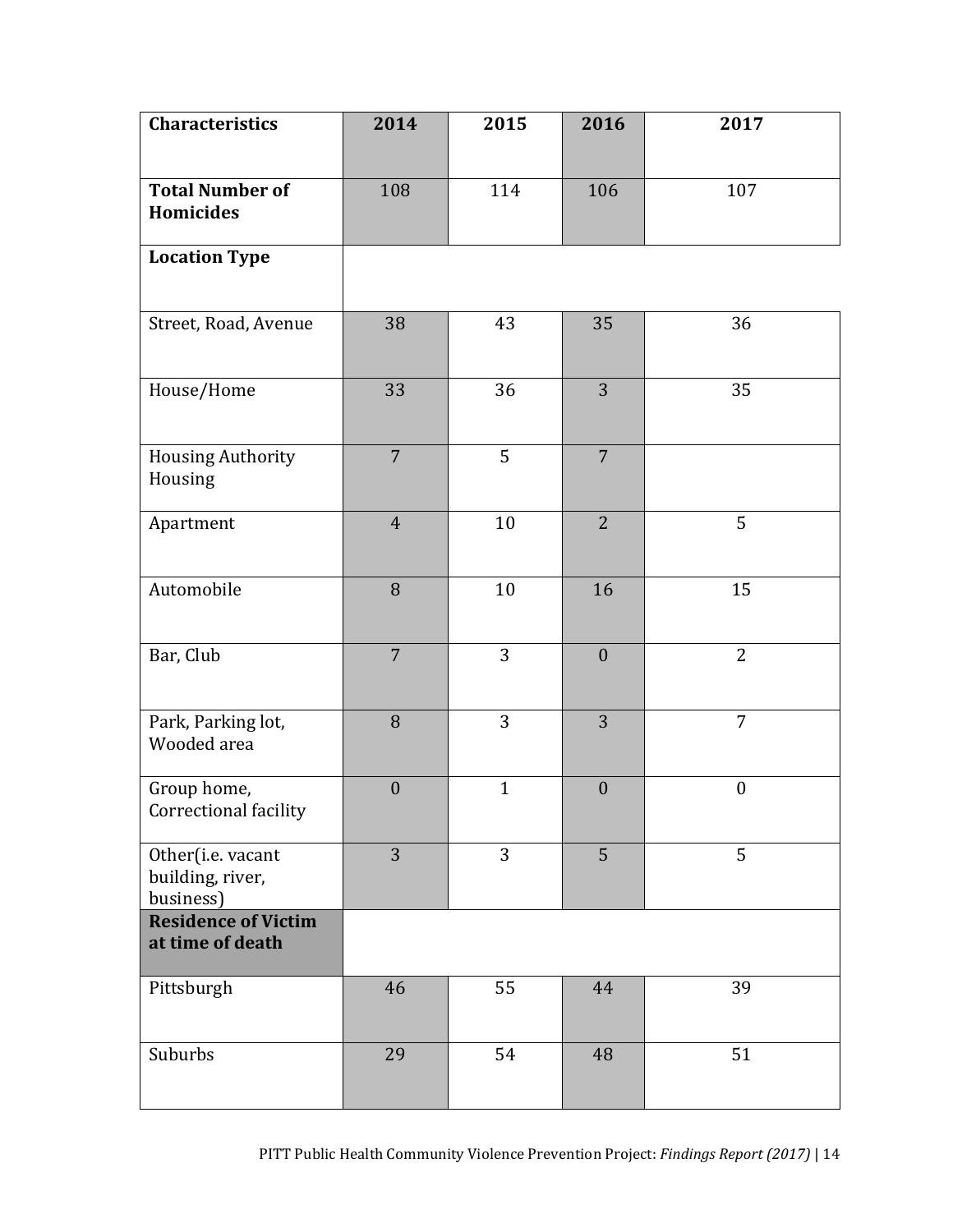| Characteristics | 2014 | 2015 | 2016 | 2017 |
|---|---|---|---|---|
| **Total Number of Homicides** | 108 | 114 | 106 | 107 |
| **Location Type** | | | | |
| Street, Road, Avenue | 38 | 43 | 35 | 36 |
| House/Home | 33 | 36 | 3 | 35 |
| Housing Authority Housing | 7 | 5 | 7 | |
| Apartment | 4 | 10 | 2 | 5 |
| Automobile | 8 | 10 | 16 | 15 |
| Bar, Club | 7 | 3 | 0 | 2 |
| Park, Parking lot, Wooded area | 8 | 3 | 3 | 7 |
| Group home, Correctional facility | 0 | 1 | 0 | 0 |
| Other(i.e. vacant building, river, business) | 3 | 3 | 5 | 5 |
| **Residence of Victim at time of death** | | | | |
| Pittsburgh | 46 | 55 | 44 | 39 |
| Suburbs | 29 | 54 | 48 | 51 |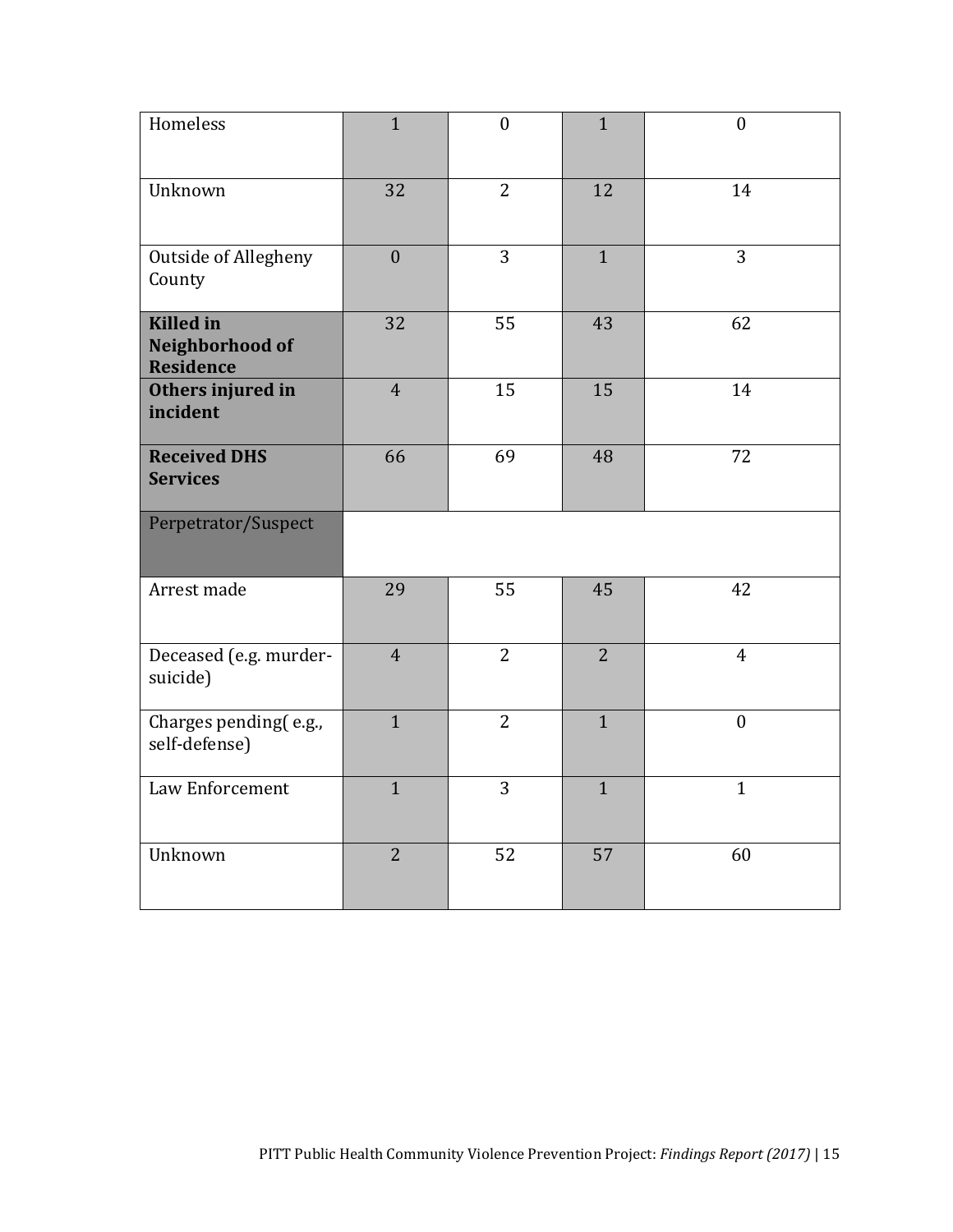| | | | | |
|---|---|---|---|---|
| Homeless | 1 | 0 | 1 | 0 |
| Unknown | 32 | 2 | 12 | 14 |
| Outside of Allegheny County | 0 | 3 | 1 | 3 |
| **Killed in Neighborhood of Residence** | 32 | 55 | 43 | 62 |
| **Others injured in incident** | 4 | 15 | 15 | 14 |
| **Received DHS Services** | 66 | 69 | 48 | 72 |
| Perpetrator/Suspect | | | | |
| Arrest made | 29 | 55 | 45 | 42 |
| Deceased (e.g. murder-suicide) | 4 | 2 | 2 | 4 |
| Charges pending( e.g., self-defense) | 1 | 2 | 1 | 0 |
| Law Enforcement | 1 | 3 | 1 | 1 |
| Unknown | 2 | 52 | 57 | 60 |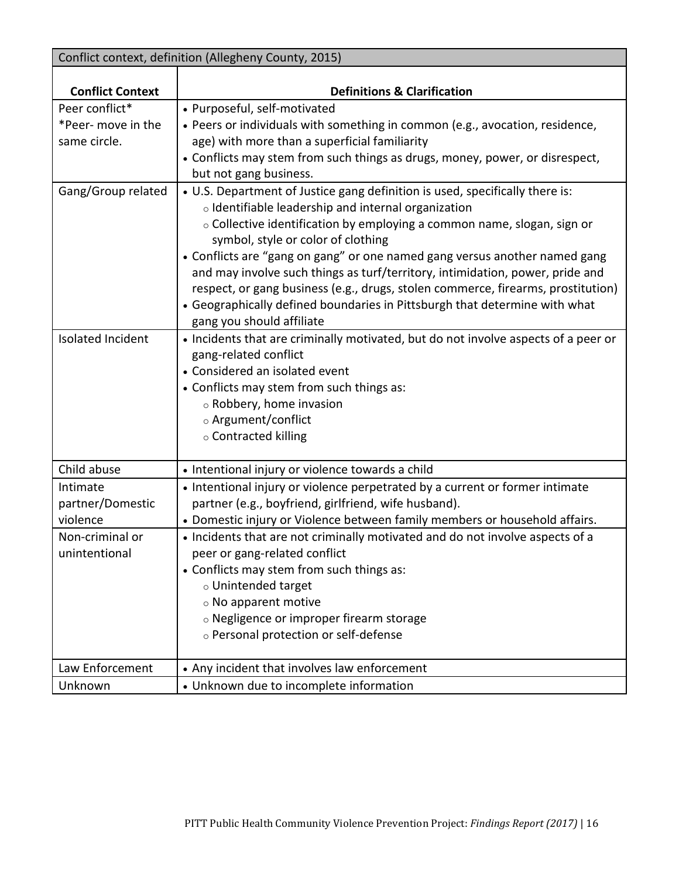| Conflict context, definition (Allegheny County, 2015) | |
|---|---|
| **Conflict Context** | **Definitions & Clarification** |
| Peer conflict*<br>*Peer- move in the same circle. | • Purposeful, self-motivated<br>• Peers or individuals with something in common (e.g., avocation, residence, age) with more than a superficial familiarity<br>• Conflicts may stem from such things as drugs, money, power, or disrespect, but not gang business. |
| Gang/Group related | • U.S. Department of Justice gang definition is used, specifically there is:<br>&nbsp;&nbsp;○ Identifiable leadership and internal organization<br>&nbsp;&nbsp;○ Collective identification by employing a common name, slogan, sign or symbol, style or color of clothing<br>• Conflicts are "gang on gang" or one named gang versus another named gang and may involve such things as turf/territory, intimidation, power, pride and respect, or gang business (e.g., drugs, stolen commerce, firearms, prostitution)<br>• Geographically defined boundaries in Pittsburgh that determine with what gang you should affiliate |
| Isolated Incident | • Incidents that are criminally motivated, but do not involve aspects of a peer or gang-related conflict<br>• Considered an isolated event<br>• Conflicts may stem from such things as:<br>&nbsp;&nbsp;○ Robbery, home invasion<br>&nbsp;&nbsp;○ Argument/conflict<br>&nbsp;&nbsp;○ Contracted killing |
| Child abuse | • Intentional injury or violence towards a child |
| Intimate partner/Domestic violence | • Intentional injury or violence perpetrated by a current or former intimate partner (e.g., boyfriend, girlfriend, wife husband).<br>• Domestic injury or Violence between family members or household affairs. |
| Non-criminal or unintentional | • Incidents that are not criminally motivated and do not involve aspects of a peer or gang-related conflict<br>• Conflicts may stem from such things as:<br>&nbsp;&nbsp;○ Unintended target<br>&nbsp;&nbsp;○ No apparent motive<br>&nbsp;&nbsp;○ Negligence or improper firearm storage<br>&nbsp;&nbsp;○ Personal protection or self-defense |
| Law Enforcement | • Any incident that involves law enforcement |
| Unknown | • Unknown due to incomplete information |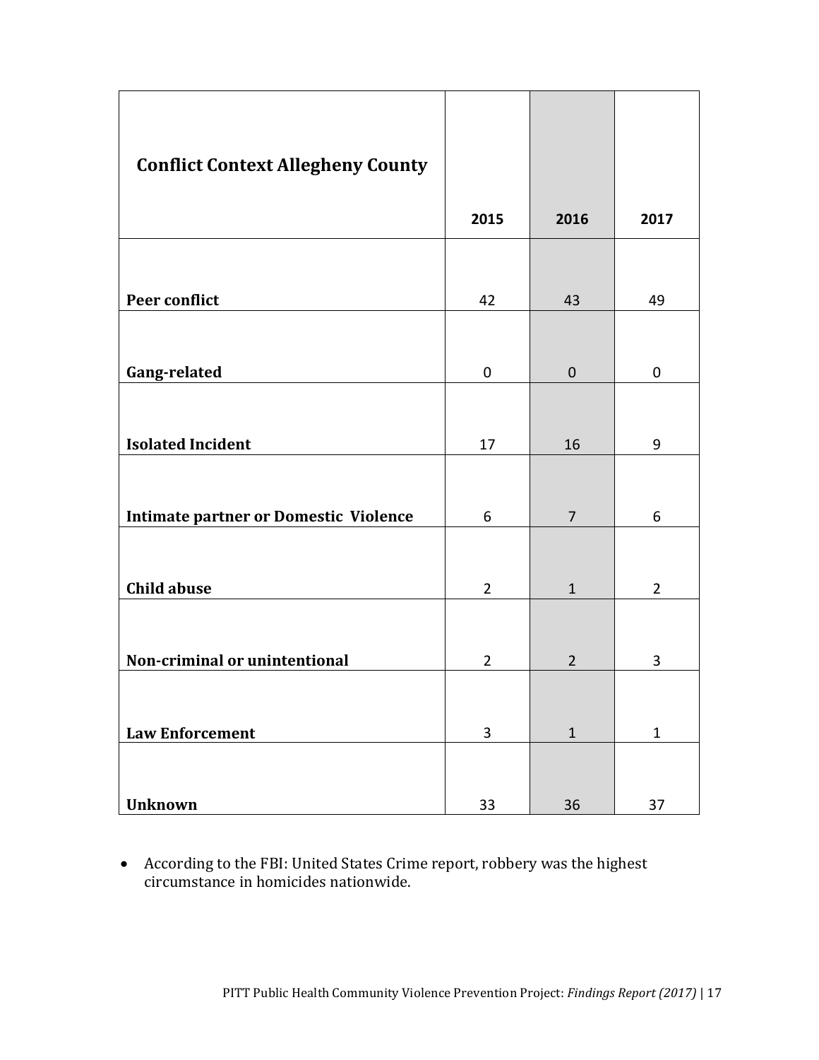| Conflict Context Allegheny County | 2015 | 2016 | 2017 |
|---|---|---|---|
| **Peer conflict** | 42 | 43 | 49 |
| **Gang-related** | 0 | 0 | 0 |
| **Isolated Incident** | 17 | 16 | 9 |
| **Intimate partner or Domestic Violence** | 6 | 7 | 6 |
| **Child abuse** | 2 | 1 | 2 |
| **Non-criminal or unintentional** | 2 | 2 | 3 |
| **Law Enforcement** | 3 | 1 | 1 |
| **Unknown** | 33 | 36 | 37 |

- According to the FBI: United States Crime report, robbery was the highest circumstance in homicides nationwide.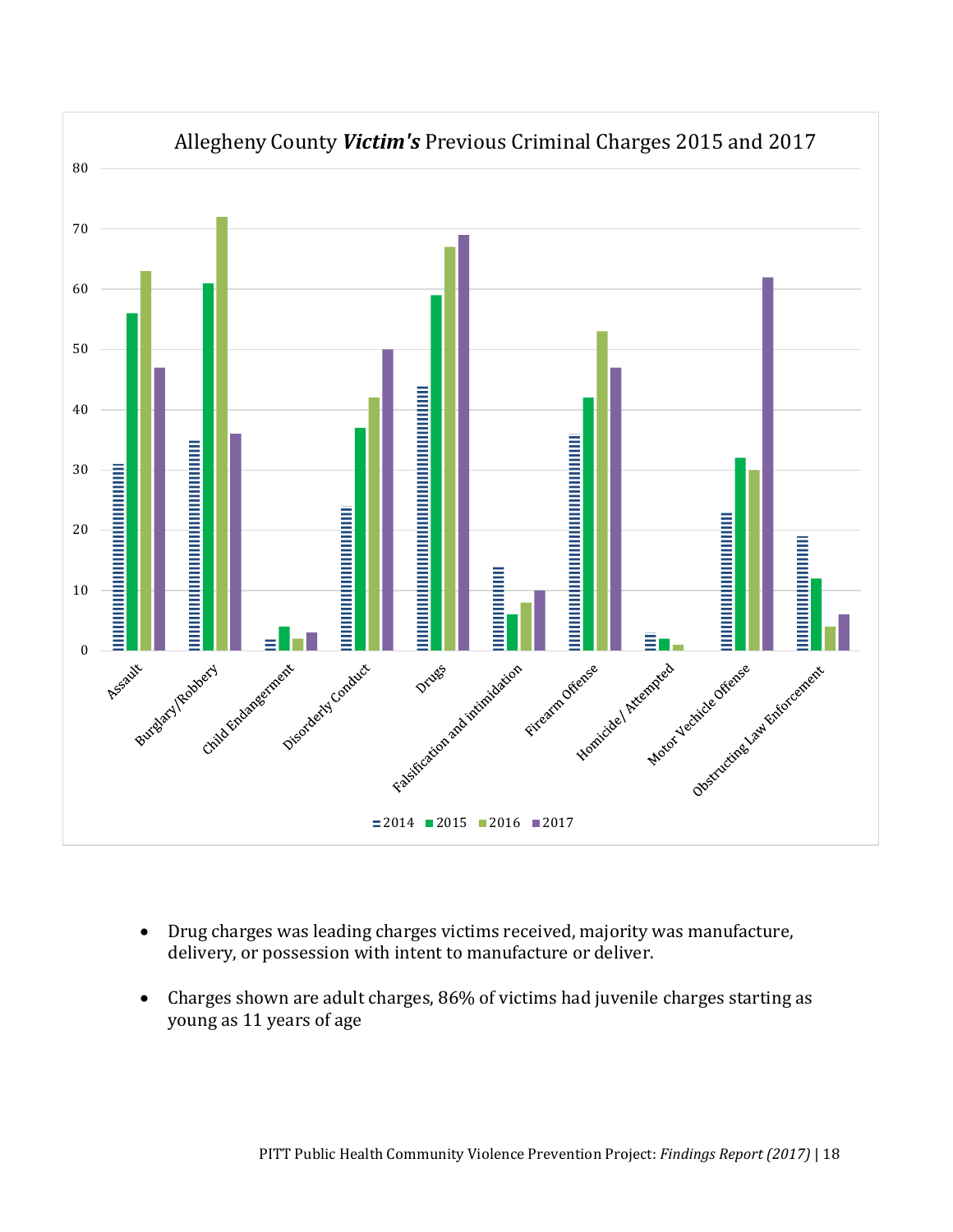Allegheny County ***Victim's*** Previous Criminal Charges 2015 and 2017

| Charge | 2014 | 2015 | 2016 | 2017 |
|---|---|---|---|---|
| Assault | 31 | 56 | 63 | 47 |
| Burglary/Robbery | 35 | 61 | 72 | 36 |
| Child Endangerment | 2 | 4 | 2 | 3 |
| Disorderly Conduct | 24 | 37 | 42 | 50 |
| Drugs | 44 | 59 | 67 | 69 |
| Falsification and intimidation | 14 | 6 | 8 | 10 |
| Firearm Offense | 36 | 42 | 53 | 47 |
| Homicide/ Attempted | 3 | 2 | 1 | |
| Motor Vechicle Offense | 23 | 32 | 30 | 62 |
| Obstructing Law Enforcement | 19 | 12 | 4 | 6 |

- Drug charges was leading charges victims received, majority was manufacture, delivery, or possession with intent to manufacture or deliver.
- Charges shown are adult charges, 86% of victims had juvenile charges starting as young as 11 years of age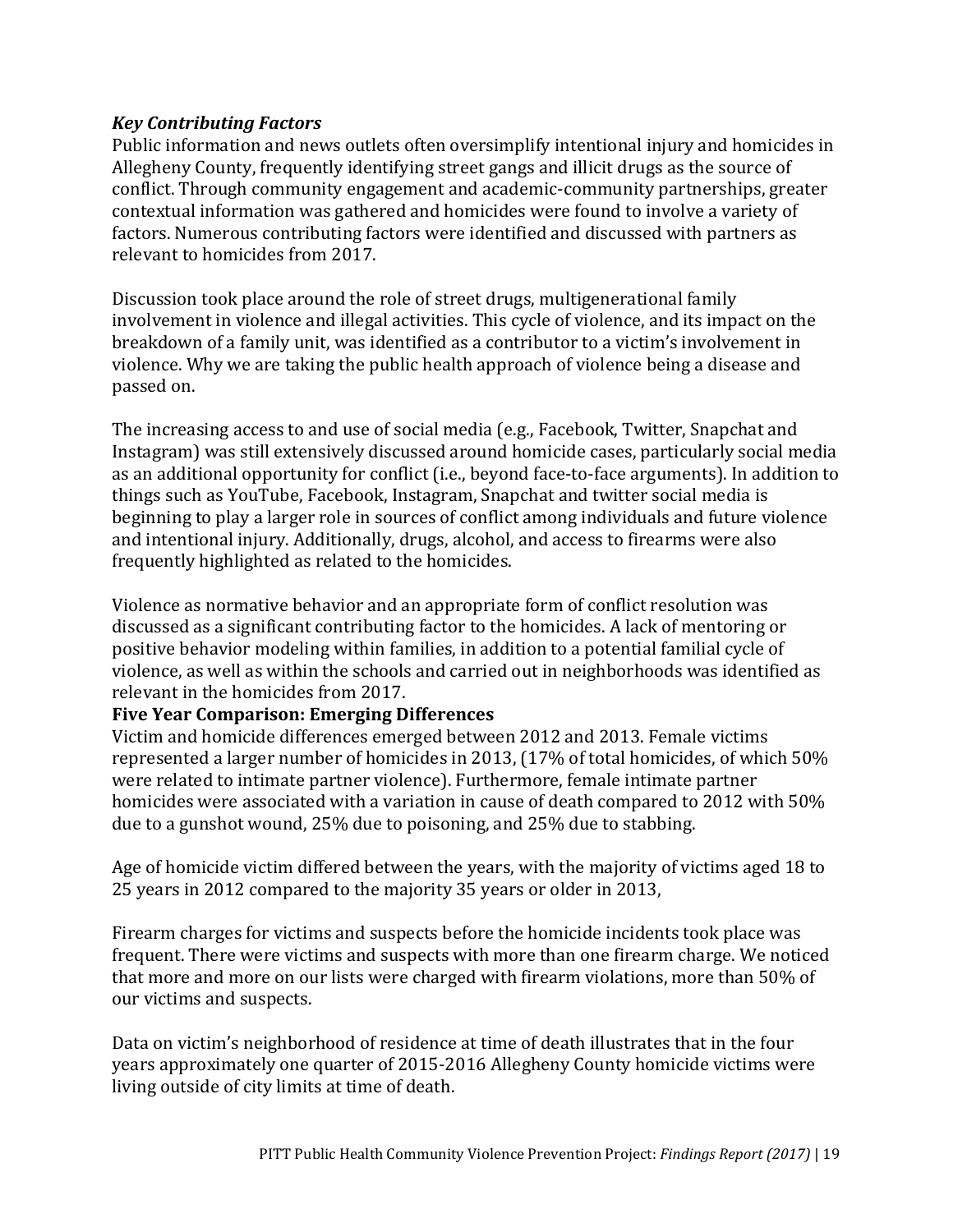### *Key Contributing Factors*

Public information and news outlets often oversimplify intentional injury and homicides in Allegheny County, frequently identifying street gangs and illicit drugs as the source of conflict. Through community engagement and academic-community partnerships, greater contextual information was gathered and homicides were found to involve a variety of factors. Numerous contributing factors were identified and discussed with partners as relevant to homicides from 2017.

Discussion took place around the role of street drugs, multigenerational family involvement in violence and illegal activities. This cycle of violence, and its impact on the breakdown of a family unit, was identified as a contributor to a victim's involvement in violence. Why we are taking the public health approach of violence being a disease and passed on.

The increasing access to and use of social media (e.g., Facebook, Twitter, Snapchat and Instagram) was still extensively discussed around homicide cases, particularly social media as an additional opportunity for conflict (i.e., beyond face-to-face arguments). In addition to things such as YouTube, Facebook, Instagram, Snapchat and twitter social media is beginning to play a larger role in sources of conflict among individuals and future violence and intentional injury. Additionally, drugs, alcohol, and access to firearms were also frequently highlighted as related to the homicides.

Violence as normative behavior and an appropriate form of conflict resolution was discussed as a significant contributing factor to the homicides. A lack of mentoring or positive behavior modeling within families, in addition to a potential familial cycle of violence, as well as within the schools and carried out in neighborhoods was identified as relevant in the homicides from 2017.

**Five Year Comparison: Emerging Differences**

Victim and homicide differences emerged between 2012 and 2013. Female victims represented a larger number of homicides in 2013, (17% of total homicides, of which 50% were related to intimate partner violence). Furthermore, female intimate partner homicides were associated with a variation in cause of death compared to 2012 with 50% due to a gunshot wound, 25% due to poisoning, and 25% due to stabbing.

Age of homicide victim differed between the years, with the majority of victims aged 18 to 25 years in 2012 compared to the majority 35 years or older in 2013,

Firearm charges for victims and suspects before the homicide incidents took place was frequent. There were victims and suspects with more than one firearm charge. We noticed that more and more on our lists were charged with firearm violations, more than 50% of our victims and suspects.

Data on victim's neighborhood of residence at time of death illustrates that in the four years approximately one quarter of 2015-2016 Allegheny County homicide victims were living outside of city limits at time of death.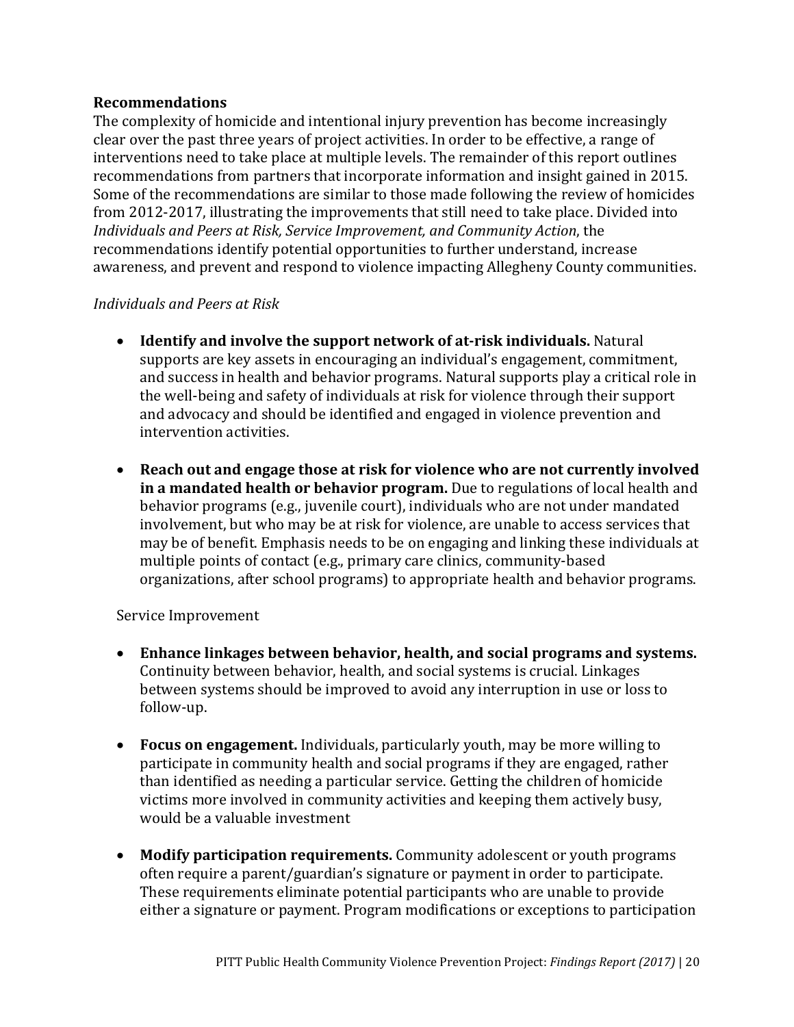**Recommendations**

The complexity of homicide and intentional injury prevention has become increasingly clear over the past three years of project activities. In order to be effective, a range of interventions need to take place at multiple levels. The remainder of this report outlines recommendations from partners that incorporate information and insight gained in 2015. Some of the recommendations are similar to those made following the review of homicides from 2012-2017, illustrating the improvements that still need to take place. Divided into *Individuals and Peers at Risk, Service Improvement, and Community Action*, the recommendations identify potential opportunities to further understand, increase awareness, and prevent and respond to violence impacting Allegheny County communities.

*Individuals and Peers at Risk*

- **Identify and involve the support network of at-risk individuals.** Natural supports are key assets in encouraging an individual's engagement, commitment, and success in health and behavior programs. Natural supports play a critical role in the well-being and safety of individuals at risk for violence through their support and advocacy and should be identified and engaged in violence prevention and intervention activities.

- **Reach out and engage those at risk for violence who are not currently involved in a mandated health or behavior program.** Due to regulations of local health and behavior programs (e.g., juvenile court), individuals who are not under mandated involvement, but who may be at risk for violence, are unable to access services that may be of benefit. Emphasis needs to be on engaging and linking these individuals at multiple points of contact (e.g., primary care clinics, community-based organizations, after school programs) to appropriate health and behavior programs.

Service Improvement

- **Enhance linkages between behavior, health, and social programs and systems.** Continuity between behavior, health, and social systems is crucial. Linkages between systems should be improved to avoid any interruption in use or loss to follow-up.

- **Focus on engagement.** Individuals, particularly youth, may be more willing to participate in community health and social programs if they are engaged, rather than identified as needing a particular service. Getting the children of homicide victims more involved in community activities and keeping them actively busy, would be a valuable investment

- **Modify participation requirements.** Community adolescent or youth programs often require a parent/guardian's signature or payment in order to participate. These requirements eliminate potential participants who are unable to provide either a signature or payment. Program modifications or exceptions to participation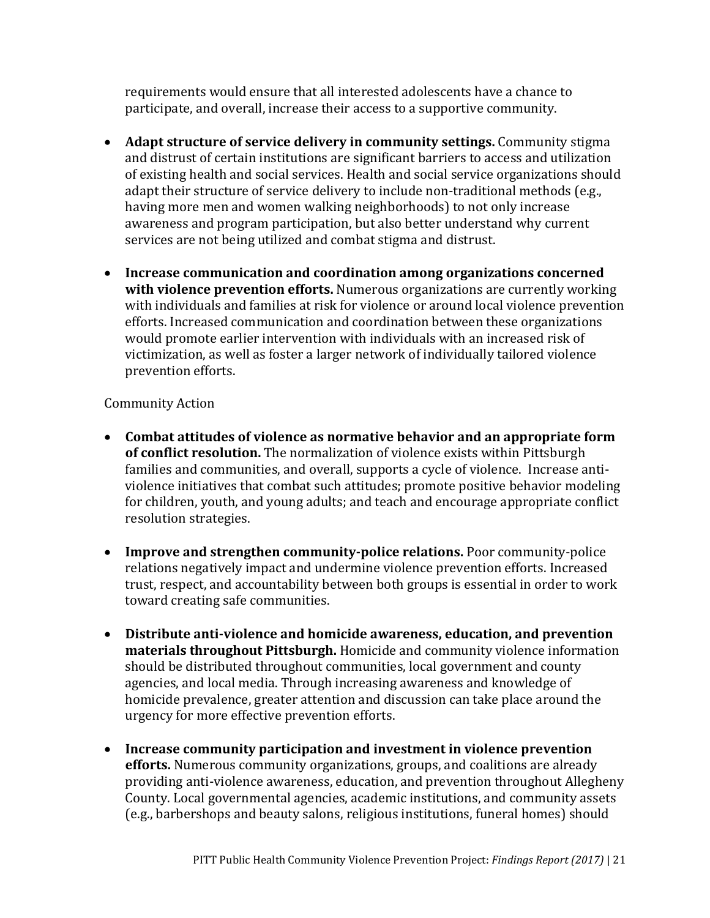requirements would ensure that all interested adolescents have a chance to participate, and overall, increase their access to a supportive community.

- **Adapt structure of service delivery in community settings.** Community stigma and distrust of certain institutions are significant barriers to access and utilization of existing health and social services. Health and social service organizations should adapt their structure of service delivery to include non-traditional methods (e.g., having more men and women walking neighborhoods) to not only increase awareness and program participation, but also better understand why current services are not being utilized and combat stigma and distrust.
- **Increase communication and coordination among organizations concerned with violence prevention efforts.** Numerous organizations are currently working with individuals and families at risk for violence or around local violence prevention efforts. Increased communication and coordination between these organizations would promote earlier intervention with individuals with an increased risk of victimization, as well as foster a larger network of individually tailored violence prevention efforts.

Community Action

- **Combat attitudes of violence as normative behavior and an appropriate form of conflict resolution.** The normalization of violence exists within Pittsburgh families and communities, and overall, supports a cycle of violence. Increase anti-violence initiatives that combat such attitudes; promote positive behavior modeling for children, youth, and young adults; and teach and encourage appropriate conflict resolution strategies.
- **Improve and strengthen community-police relations.** Poor community-police relations negatively impact and undermine violence prevention efforts. Increased trust, respect, and accountability between both groups is essential in order to work toward creating safe communities.
- **Distribute anti-violence and homicide awareness, education, and prevention materials throughout Pittsburgh.** Homicide and community violence information should be distributed throughout communities, local government and county agencies, and local media. Through increasing awareness and knowledge of homicide prevalence, greater attention and discussion can take place around the urgency for more effective prevention efforts.
- **Increase community participation and investment in violence prevention efforts.** Numerous community organizations, groups, and coalitions are already providing anti-violence awareness, education, and prevention throughout Allegheny County. Local governmental agencies, academic institutions, and community assets (e.g., barbershops and beauty salons, religious institutions, funeral homes) should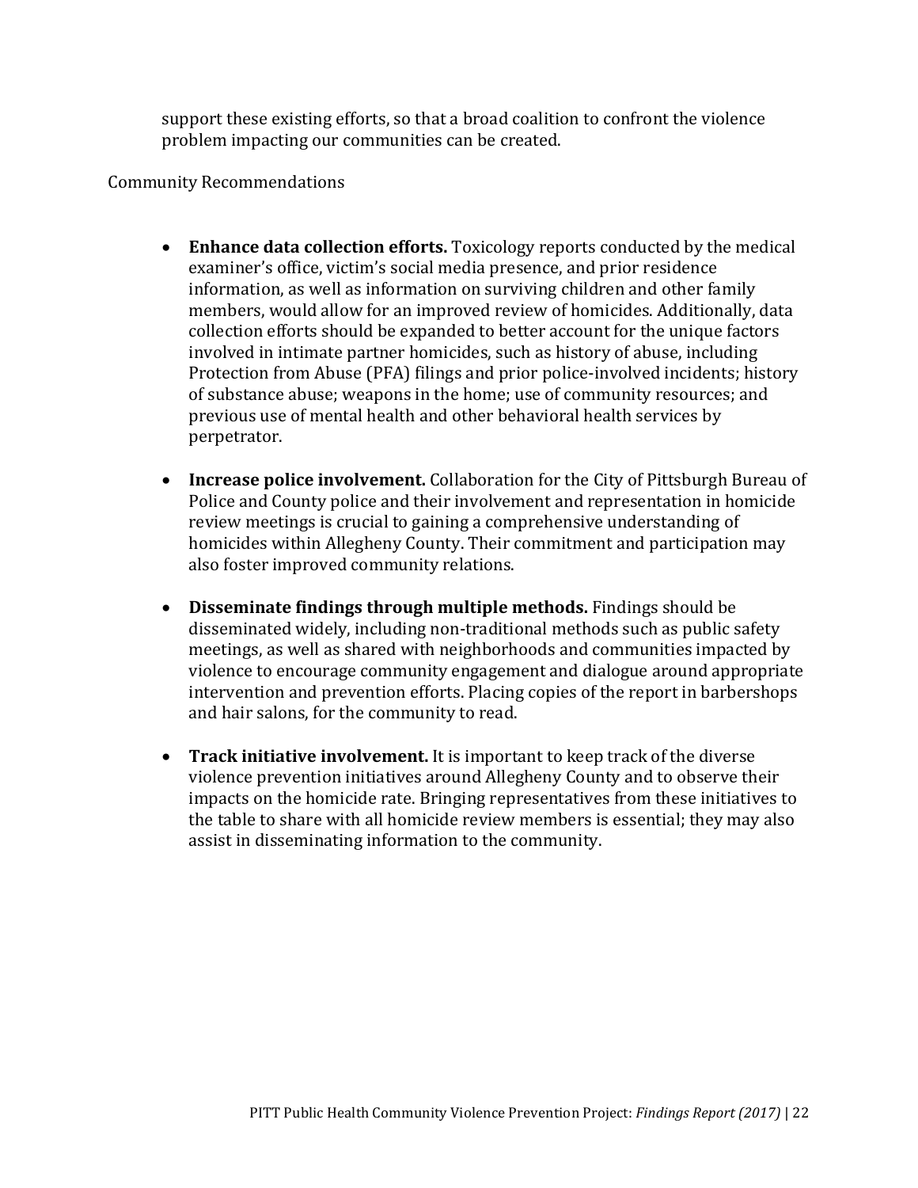support these existing efforts, so that a broad coalition to confront the violence problem impacting our communities can be created.

Community Recommendations

- **Enhance data collection efforts.** Toxicology reports conducted by the medical examiner's office, victim's social media presence, and prior residence information, as well as information on surviving children and other family members, would allow for an improved review of homicides. Additionally, data collection efforts should be expanded to better account for the unique factors involved in intimate partner homicides, such as history of abuse, including Protection from Abuse (PFA) filings and prior police-involved incidents; history of substance abuse; weapons in the home; use of community resources; and previous use of mental health and other behavioral health services by perpetrator.

- **Increase police involvement.** Collaboration for the City of Pittsburgh Bureau of Police and County police and their involvement and representation in homicide review meetings is crucial to gaining a comprehensive understanding of homicides within Allegheny County. Their commitment and participation may also foster improved community relations.

- **Disseminate findings through multiple methods.** Findings should be disseminated widely, including non-traditional methods such as public safety meetings, as well as shared with neighborhoods and communities impacted by violence to encourage community engagement and dialogue around appropriate intervention and prevention efforts. Placing copies of the report in barbershops and hair salons, for the community to read.

- **Track initiative involvement.** It is important to keep track of the diverse violence prevention initiatives around Allegheny County and to observe their impacts on the homicide rate. Bringing representatives from these initiatives to the table to share with all homicide review members is essential; they may also assist in disseminating information to the community.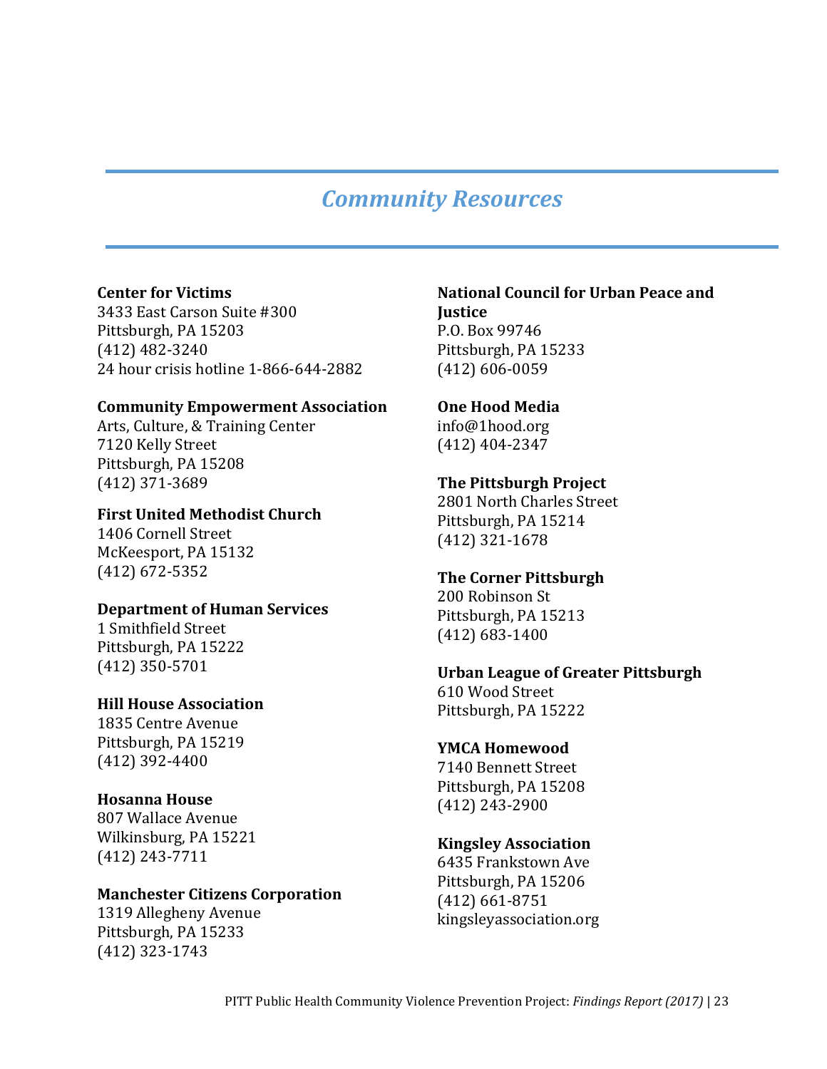# *Community Resources*

**Center for Victims**
3433 East Carson Suite #300
Pittsburgh, PA 15203
(412) 482-3240
24 hour crisis hotline 1-866-644-2882

**Community Empowerment Association**
Arts, Culture, & Training Center
7120 Kelly Street
Pittsburgh, PA 15208
(412) 371-3689

**First United Methodist Church**
1406 Cornell Street
McKeesport, PA 15132
(412) 672-5352

**Department of Human Services**
1 Smithfield Street
Pittsburgh, PA 15222
(412) 350-5701

**Hill House Association**
1835 Centre Avenue
Pittsburgh, PA 15219
(412) 392-4400

**Hosanna House**
807 Wallace Avenue
Wilkinsburg, PA 15221
(412) 243-7711

**Manchester Citizens Corporation**
1319 Allegheny Avenue
Pittsburgh, PA 15233
(412) 323-1743

**National Council for Urban Peace and Justice**
P.O. Box 99746
Pittsburgh, PA 15233
(412) 606-0059

**One Hood Media**
info@1hood.org
(412) 404-2347

**The Pittsburgh Project**
2801 North Charles Street
Pittsburgh, PA 15214
(412) 321-1678

**The Corner Pittsburgh**
200 Robinson St
Pittsburgh, PA 15213
(412) 683-1400

**Urban League of Greater Pittsburgh**
610 Wood Street
Pittsburgh, PA 15222

**YMCA Homewood**
7140 Bennett Street
Pittsburgh, PA 15208
(412) 243-2900

**Kingsley Association**
6435 Frankstown Ave
Pittsburgh, PA 15206
(412) 661-8751
kingsleyassociation.org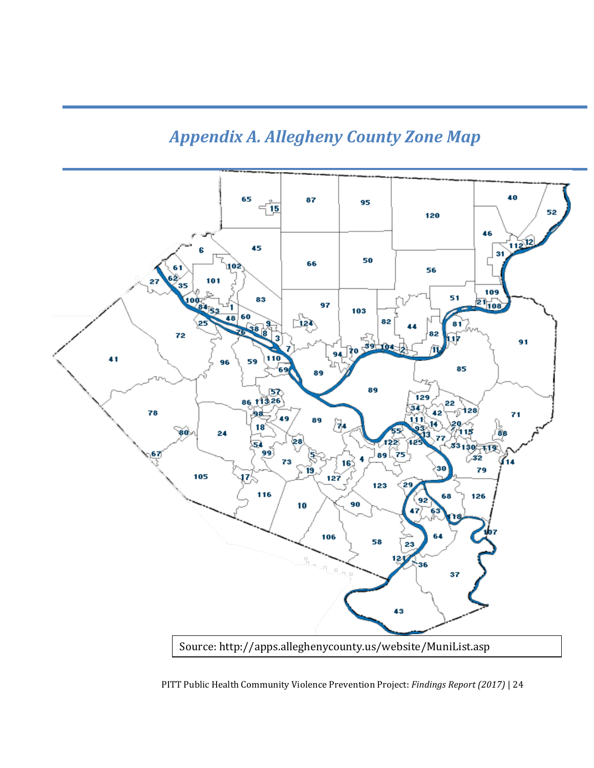## *Appendix A. Allegheny County Zone Map*

Source: http://apps.alleghenycounty.us/website/MuniList.asp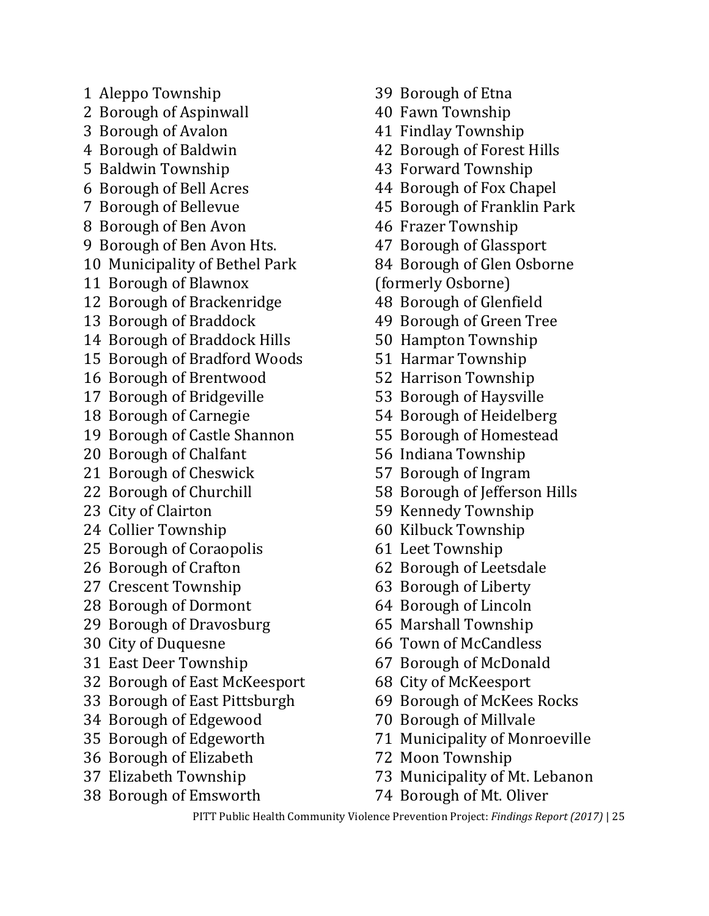1 Aleppo Township
2 Borough of Aspinwall
3 Borough of Avalon
4 Borough of Baldwin
5 Baldwin Township
6 Borough of Bell Acres
7 Borough of Bellevue
8 Borough of Ben Avon
9 Borough of Ben Avon Hts.
10 Municipality of Bethel Park
11 Borough of Blawnox
12 Borough of Brackenridge
13 Borough of Braddock
14 Borough of Braddock Hills
15 Borough of Bradford Woods
16 Borough of Brentwood
17 Borough of Bridgeville
18 Borough of Carnegie
19 Borough of Castle Shannon
20 Borough of Chalfant
21 Borough of Cheswick
22 Borough of Churchill
23 City of Clairton
24 Collier Township
25 Borough of Coraopolis
26 Borough of Crafton
27 Crescent Township
28 Borough of Dormont
29 Borough of Dravosburg
30 City of Duquesne
31 East Deer Township
32 Borough of East McKeesport
33 Borough of East Pittsburgh
34 Borough of Edgewood
35 Borough of Edgeworth
36 Borough of Elizabeth
37 Elizabeth Township
38 Borough of Emsworth
39 Borough of Etna
40 Fawn Township
41 Findlay Township
42 Borough of Forest Hills
43 Forward Township
44 Borough of Fox Chapel
45 Borough of Franklin Park
46 Frazer Township
47 Borough of Glassport
84 Borough of Glen Osborne (formerly Osborne)
48 Borough of Glenfield
49 Borough of Green Tree
50 Hampton Township
51 Harmar Township
52 Harrison Township
53 Borough of Haysville
54 Borough of Heidelberg
55 Borough of Homestead
56 Indiana Township
57 Borough of Ingram
58 Borough of Jefferson Hills
59 Kennedy Township
60 Kilbuck Township
61 Leet Township
62 Borough of Leetsdale
63 Borough of Liberty
64 Borough of Lincoln
65 Marshall Township
66 Town of McCandless
67 Borough of McDonald
68 City of McKeesport
69 Borough of McKees Rocks
70 Borough of Millvale
71 Municipality of Monroeville
72 Moon Township
73 Municipality of Mt. Lebanon
74 Borough of Mt. Oliver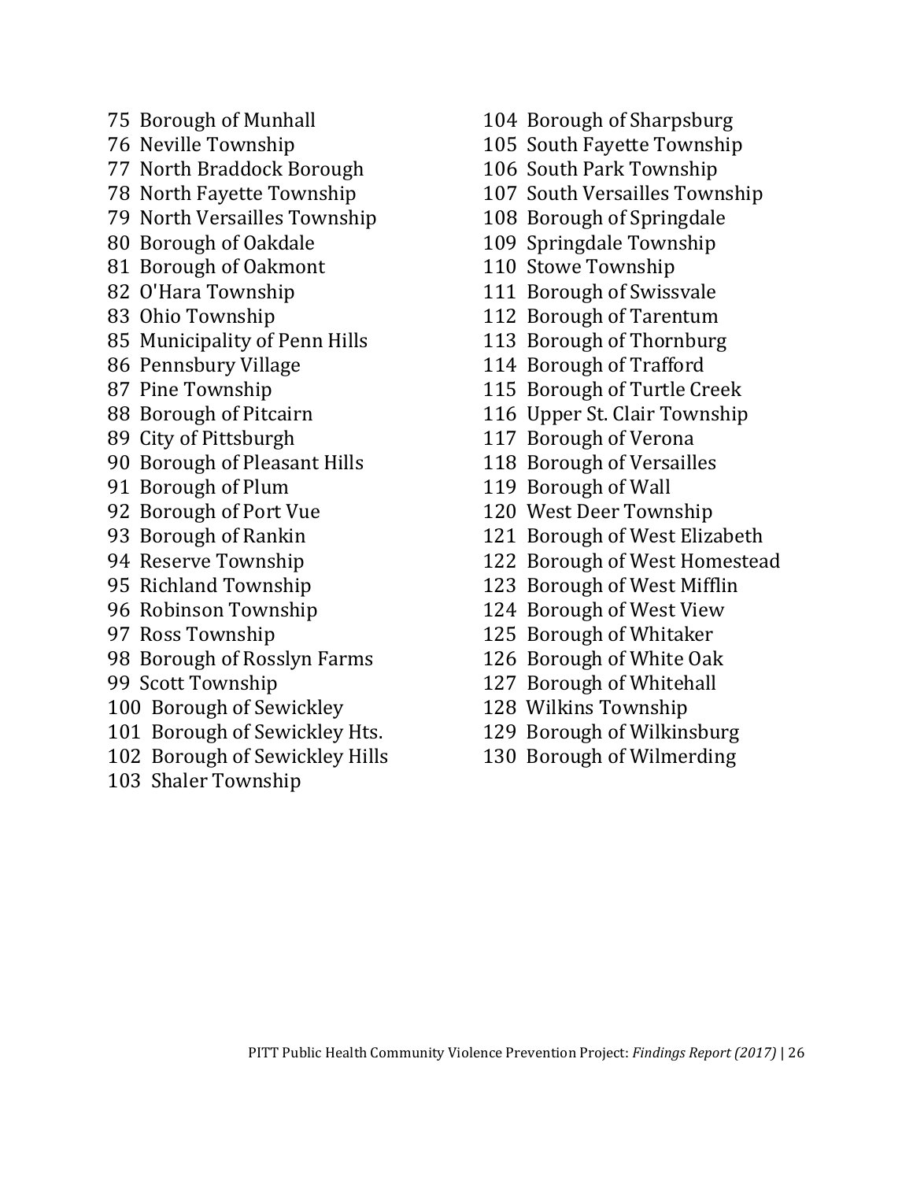75 Borough of Munhall
76 Neville Township
77 North Braddock Borough
78 North Fayette Township
79 North Versailles Township
80 Borough of Oakdale
81 Borough of Oakmont
82 O'Hara Township
83 Ohio Township
85 Municipality of Penn Hills
86 Pennsbury Village
87 Pine Township
88 Borough of Pitcairn
89 City of Pittsburgh
90 Borough of Pleasant Hills
91 Borough of Plum
92 Borough of Port Vue
93 Borough of Rankin
94 Reserve Township
95 Richland Township
96 Robinson Township
97 Ross Township
98 Borough of Rosslyn Farms
99 Scott Township
100 Borough of Sewickley
101 Borough of Sewickley Hts.
102 Borough of Sewickley Hills
103 Shaler Township
104 Borough of Sharpsburg
105 South Fayette Township
106 South Park Township
107 South Versailles Township
108 Borough of Springdale
109 Springdale Township
110 Stowe Township
111 Borough of Swissvale
112 Borough of Tarentum
113 Borough of Thornburg
114 Borough of Trafford
115 Borough of Turtle Creek
116 Upper St. Clair Township
117 Borough of Verona
118 Borough of Versailles
119 Borough of Wall
120 West Deer Township
121 Borough of West Elizabeth
122 Borough of West Homestead
123 Borough of West Mifflin
124 Borough of West View
125 Borough of Whitaker
126 Borough of White Oak
127 Borough of Whitehall
128 Wilkins Township
129 Borough of Wilkinsburg
130 Borough of Wilmerding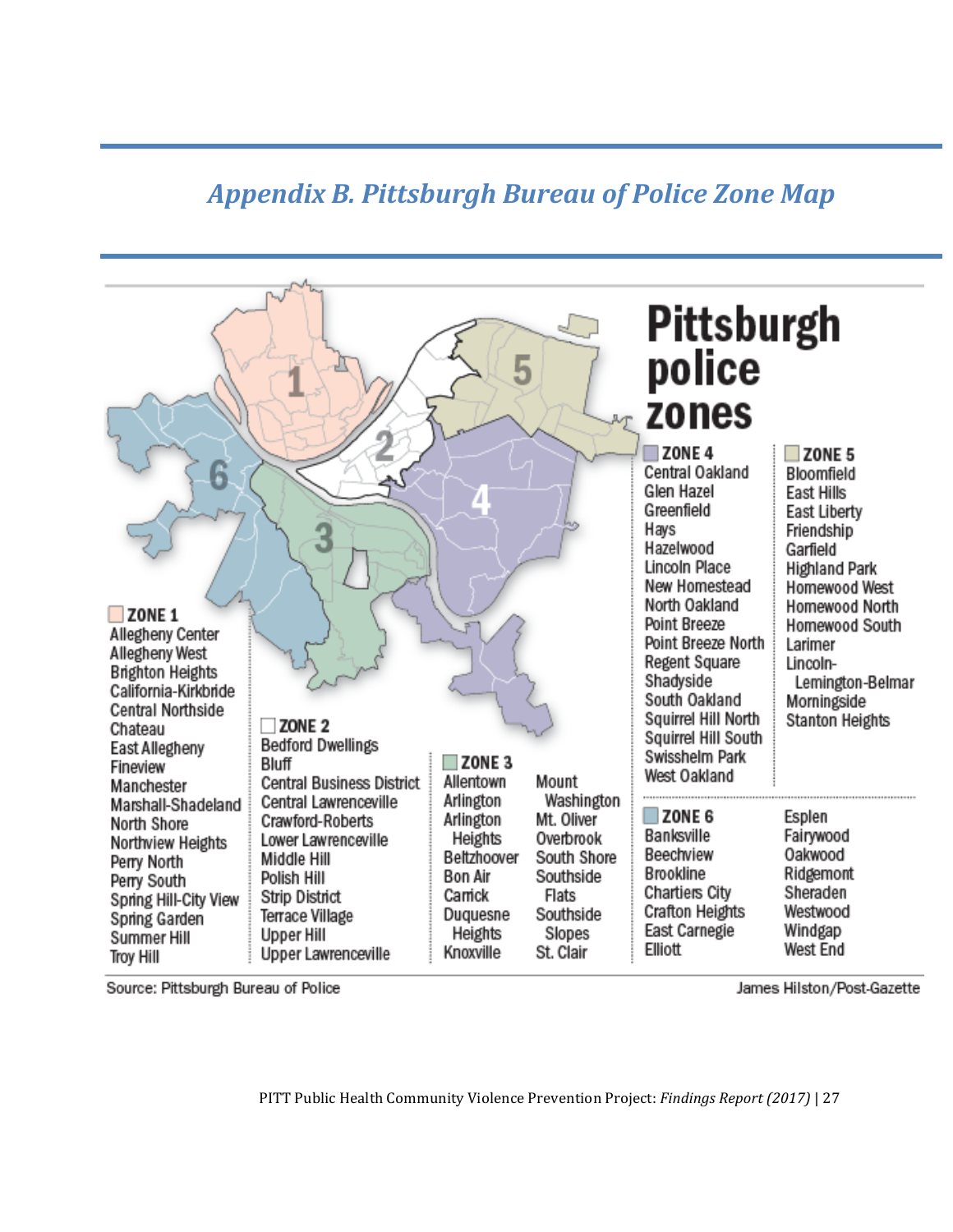## *Appendix B. Pittsburgh Bureau of Police Zone Map*

# Pittsburgh police zones

**ZONE 1**
Allegheny Center
Allegheny West
Brighton Heights
California-Kirkbride
Central Northside
Chateau
East Allegheny
Fineview
Manchester
Marshall-Shadeland
North Shore
Northview Heights
Perry North
Perry South
Spring Hill-City View
Spring Garden
Summer Hill
Troy Hill

**ZONE 2**
Bedford Dwellings
Bluff
Central Business District
Central Lawrenceville
Crawford-Roberts
Lower Lawrenceville
Middle Hill
Polish Hill
Strip District
Terrace Village
Upper Hill
Upper Lawrenceville

**ZONE 3**
Allentown
Arlington
Arlington Heights
Beltzhoover
Bon Air
Carrick
Duquesne Heights
Knoxville
Mount Washington
Mt. Oliver
Overbrook
South Shore
Southside Flats
Southside Slopes
St. Clair

**ZONE 4**
Central Oakland
Glen Hazel
Greenfield
Hays
Hazelwood
Lincoln Place
New Homestead
North Oakland
Point Breeze
Point Breeze North
Regent Square
Shadyside
South Oakland
Squirrel Hill North
Squirrel Hill South
Swisshelm Park
West Oakland

**ZONE 5**
Bloomfield
East Hills
East Liberty
Friendship
Garfield
Highland Park
Homewood West
Homewood North
Homewood South
Larimer
Lincoln-Lemington-Belmar
Morningside
Stanton Heights

**ZONE 6**
Banksville
Beechview
Brookline
Chartiers City
Crafton Heights
East Carnegie
Elliott
Esplen
Fairywood
Oakwood
Ridgemont
Sheraden
Westwood
Windgap
West End

Source: Pittsburgh Bureau of Police

James Hilston/Post-Gazette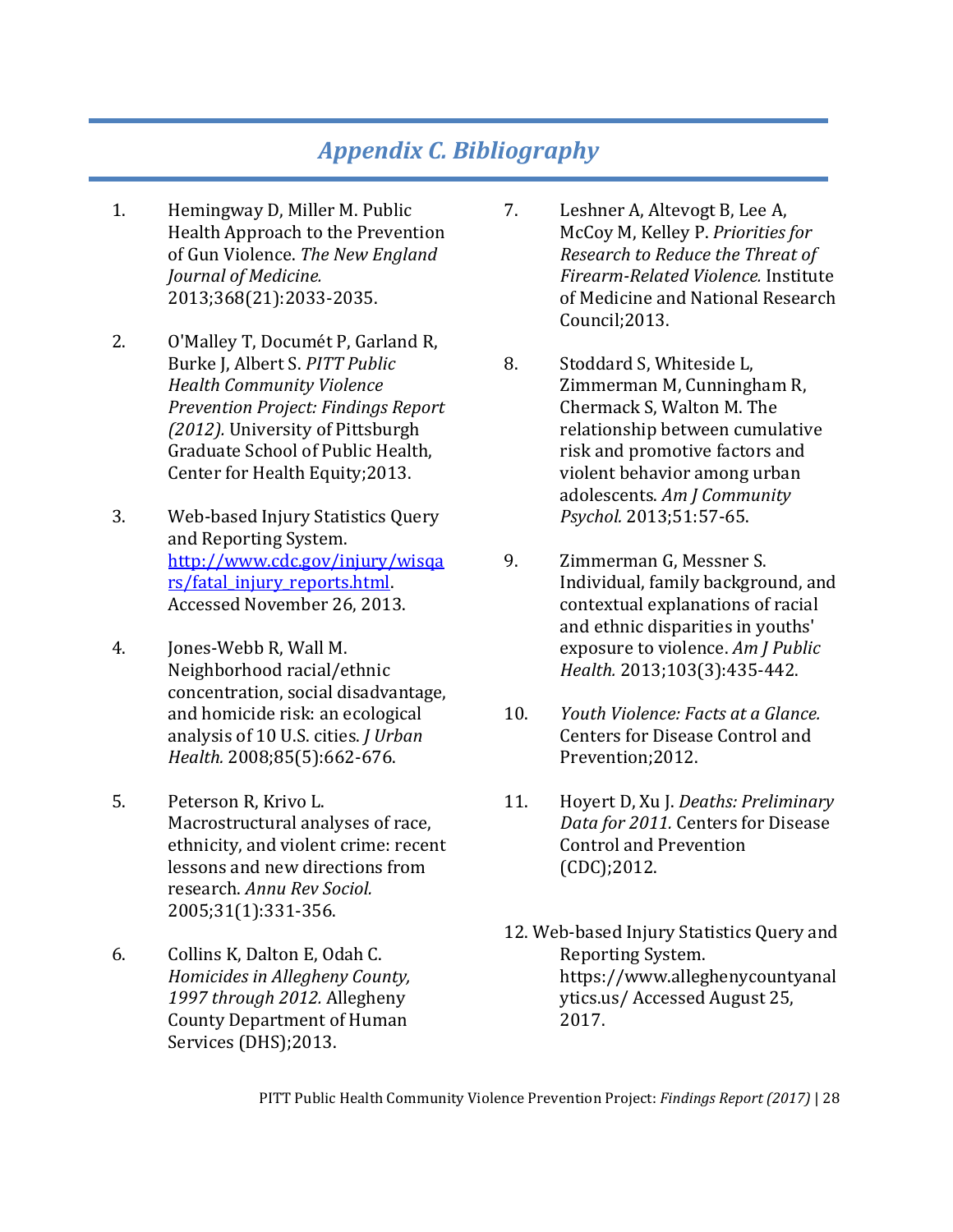## *Appendix C. Bibliography*

1. Hemingway D, Miller M. Public Health Approach to the Prevention of Gun Violence. *The New England Journal of Medicine.* 2013;368(21):2033-2035.

2. O'Malley T, Documét P, Garland R, Burke J, Albert S. *PITT Public Health Community Violence Prevention Project: Findings Report (2012).* University of Pittsburgh Graduate School of Public Health, Center for Health Equity;2013.

3. Web-based Injury Statistics Query and Reporting System. [http://www.cdc.gov/injury/wisqars/fatal_injury_reports.html](http://www.cdc.gov/injury/wisqars/fatal_injury_reports.html). Accessed November 26, 2013.

4. Jones-Webb R, Wall M. Neighborhood racial/ethnic concentration, social disadvantage, and homicide risk: an ecological analysis of 10 U.S. cities. *J Urban Health.* 2008;85(5):662-676.

5. Peterson R, Krivo L. Macrostructural analyses of race, ethnicity, and violent crime: recent lessons and new directions from research. *Annu Rev Sociol.* 2005;31(1):331-356.

6. Collins K, Dalton E, Odah C. *Homicides in Allegheny County, 1997 through 2012.* Allegheny County Department of Human Services (DHS);2013.

7. Leshner A, Altevogt B, Lee A, McCoy M, Kelley P. *Priorities for Research to Reduce the Threat of Firearm-Related Violence.* Institute of Medicine and National Research Council;2013.

8. Stoddard S, Whiteside L, Zimmerman M, Cunningham R, Chermack S, Walton M. The relationship between cumulative risk and promotive factors and violent behavior among urban adolescents. *Am J Community Psychol.* 2013;51:57-65.

9. Zimmerman G, Messner S. Individual, family background, and contextual explanations of racial and ethnic disparities in youths' exposure to violence. *Am J Public Health.* 2013;103(3):435-442.

10. *Youth Violence: Facts at a Glance.* Centers for Disease Control and Prevention;2012.

11. Hoyert D, Xu J. *Deaths: Preliminary Data for 2011.* Centers for Disease Control and Prevention (CDC);2012.

12. Web-based Injury Statistics Query and Reporting System. https://www.alleghenycountyanalytics.us/ Accessed August 25, 2017.